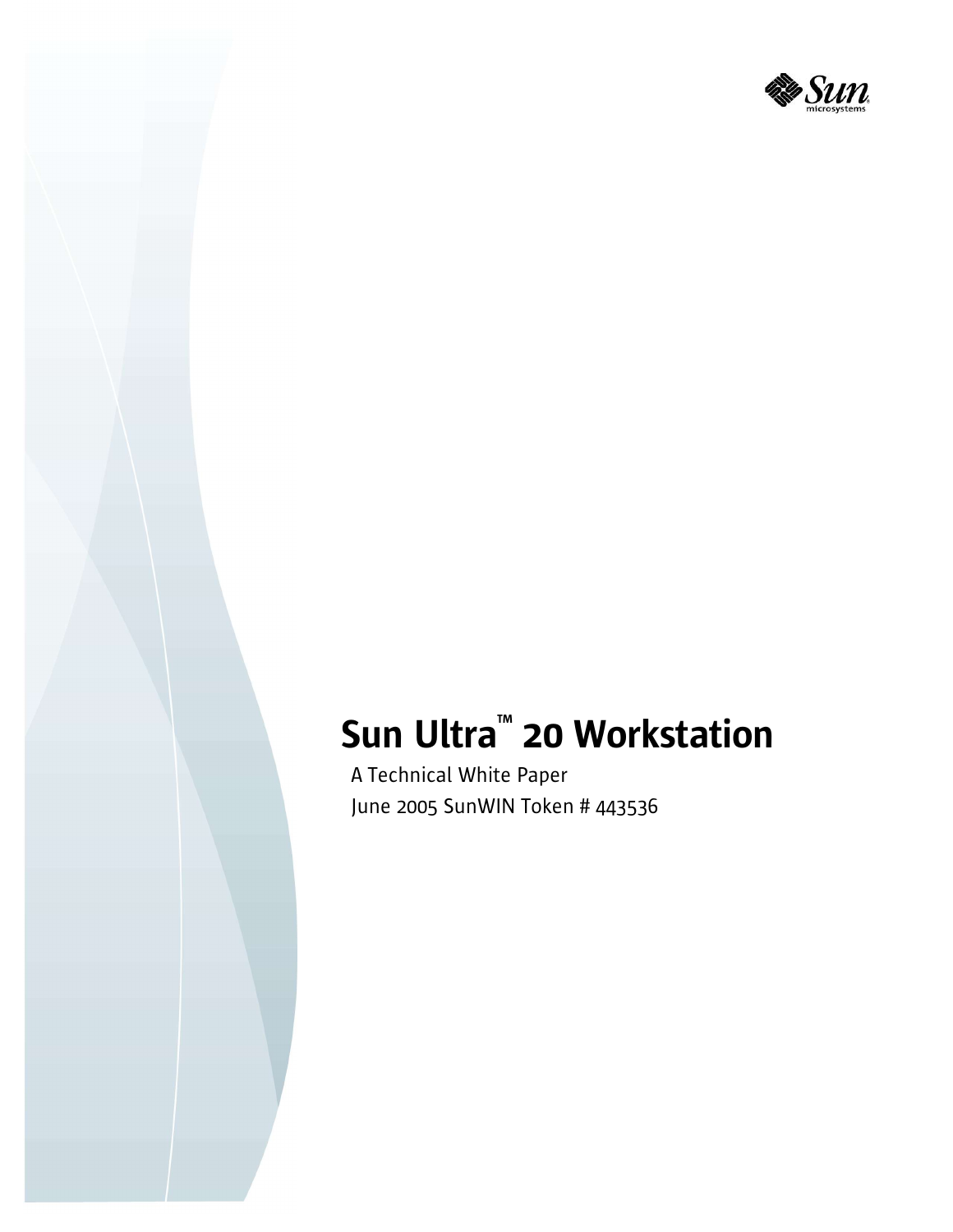# Sun Ultra™ 20 Workstation

A Technical White Paper

June 2005 SunWIN Token # 443536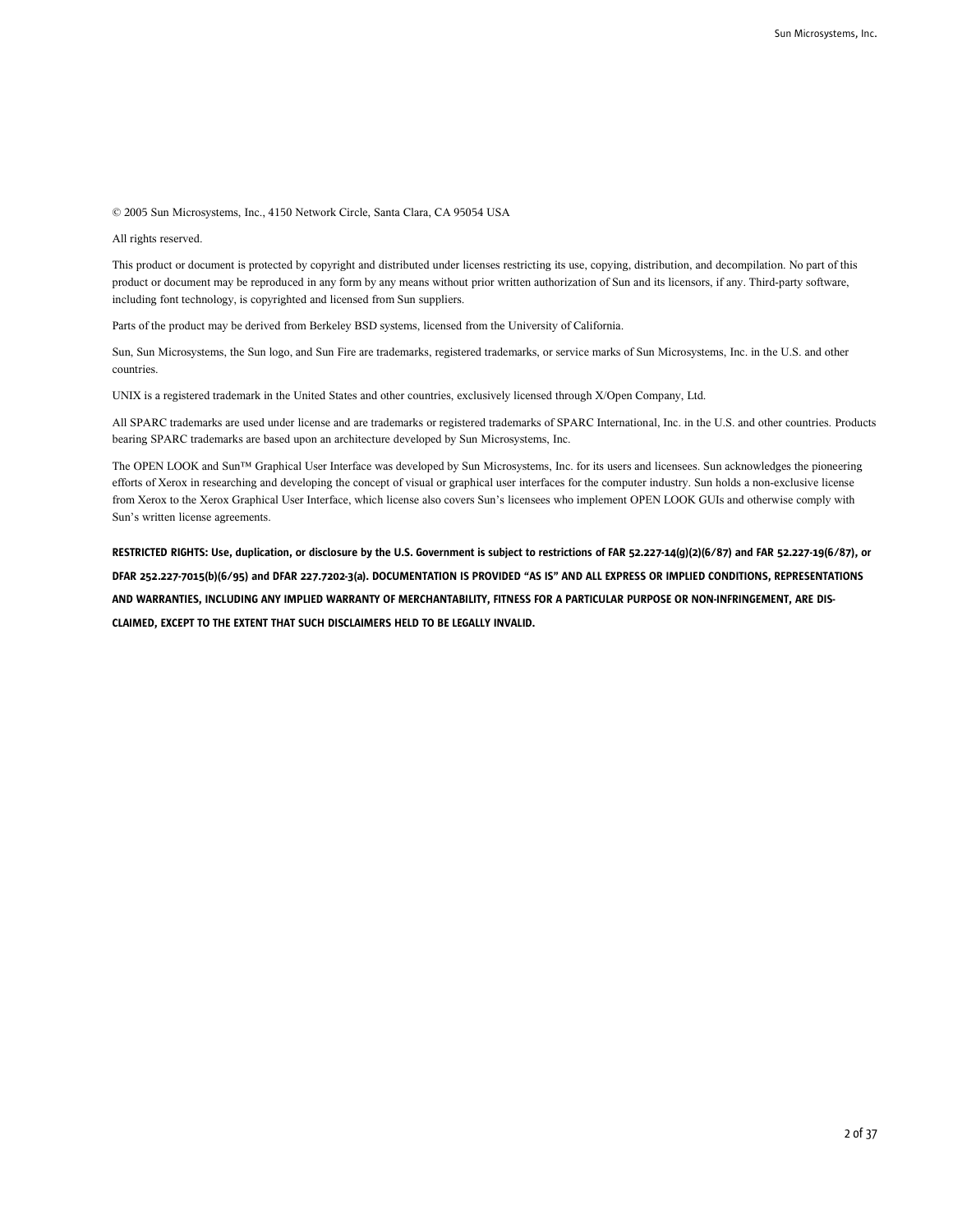© 2005 Sun Microsystems, Inc., 4150 Network Circle, Santa Clara, CA 95054 USA

All rights reserved.

This product or document is protected by copyright and distributed under licenses restricting its use, copying, distribution, and decompilation. No part of this product or document may be reproduced in any form by any means without prior written authorization of Sun and its licensors, if any. Third-party software, including font technology, is copyrighted and licensed from Sun suppliers.

Parts of the product may be derived from Berkeley BSD systems, licensed from the University of California.

Sun, Sun Microsystems, the Sun logo, and Sun Fire are trademarks, registered trademarks, or service marks of Sun Microsystems, Inc. in the U.S. and other countries.

UNIX is a registered trademark in the United States and other countries, exclusively licensed through X/Open Company, Ltd.

All SPARC trademarks are used under license and are trademarks or registered trademarks of SPARC International, Inc. in the U.S. and other countries. Products bearing SPARC trademarks are based upon an architecture developed by Sun Microsystems, Inc.

The OPEN LOOK and Sun™ Graphical User Interface was developed by Sun Microsystems, Inc. for its users and licensees. Sun acknowledges the pioneering efforts of Xerox in researching and developing the concept of visual or graphical user interfaces for the computer industry. Sun holds a non-exclusive license from Xerox to the Xerox Graphical User Interface, which license also covers Sun's licensees who implement OPEN LOOK GUIs and otherwise comply with Sun's written license agreements.

**RESTRICTED RIGHTS: Use, duplication, or disclosure by the U.S. Government is subject to restrictions of FAR 52.227-14(g)(2)(6/87) and FAR 52.227-19(6/87), or DFAR 252.227-7015(b)(6/95) and DFAR 227.7202-3(a). DOCUMENTATION IS PROVIDED "AS IS" AND ALL EXPRESS OR IMPLIED CONDITIONS, REPRESENTATIONS AND WARRANTIES, INCLUDING ANY IMPLIED WARRANTY OF MERCHANTABILITY, FITNESS FOR A PARTICULAR PURPOSE OR NON-INFRINGEMENT, ARE DISCLAIMED, EXCEPT TO THE EXTENT THAT SUCH DISCLAIMERS HELD TO BE LEGALLY INVALID.**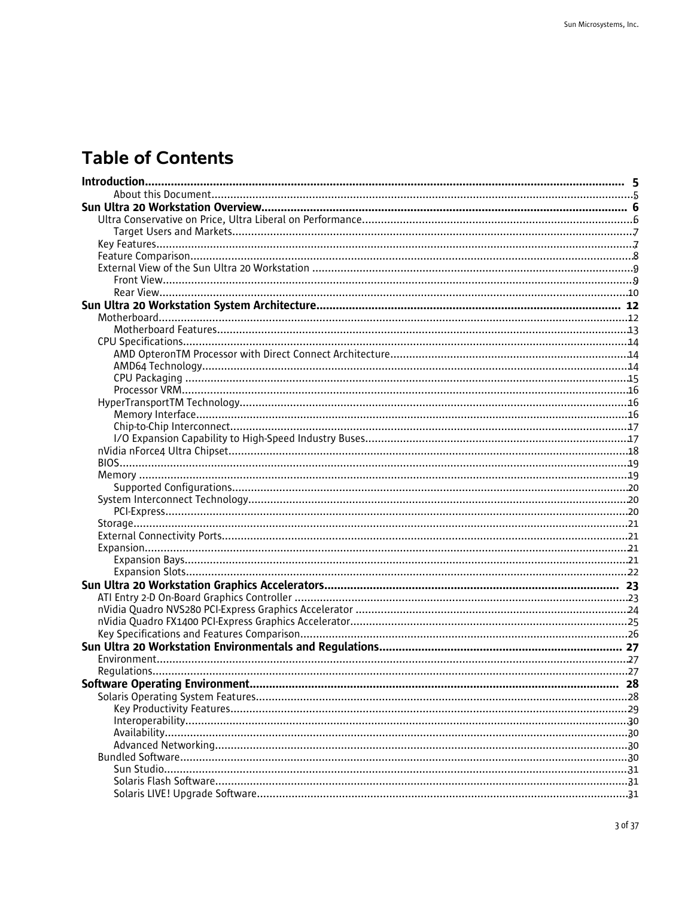# Table of Contents

**Introduction** .......... **5**
- About this Document .......... 5

**Sun Ultra 20 Workstation Overview** .......... **6**
- Ultra Conservative on Price, Ultra Liberal on Performance .......... 6
  - Target Users and Markets .......... 7
- Key Features .......... 7
- Feature Comparison .......... 8
- External View of the Sun Ultra 20 Workstation .......... 9
  - Front View .......... 9
  - Rear View .......... 10

**Sun Ultra 20 Workstation System Architecture** .......... **12**
- Motherboard .......... 12
  - Motherboard Features .......... 13
- CPU Specifications .......... 14
  - AMD OpteronTM Processor with Direct Connect Architecture .......... 14
  - AMD64 Technology .......... 14
  - CPU Packaging .......... 15
  - Processor VRM .......... 16
- HyperTransportTM Technology .......... 16
  - Memory Interface .......... 16
  - Chip-to-Chip Interconnect .......... 17
  - I/O Expansion Capability to High-Speed Industry Buses .......... 17
- nVidia nForce4 Ultra Chipset .......... 18
- BIOS .......... 19
- Memory .......... 19
  - Supported Configurations .......... 20
- System Interconnect Technology .......... 20
  - PCI-Express .......... 20
- Storage .......... 21
- External Connectivity Ports .......... 21
- Expansion .......... 21
  - Expansion Bays .......... 21
  - Expansion Slots .......... 22

**Sun Ultra 20 Workstation Graphics Accelerators** .......... **23**
- ATI Entry 2-D On-Board Graphics Controller .......... 23
- nVidia Quadro NVS280 PCI-Express Graphics Accelerator .......... 24
- nVidia Quadro FX1400 PCI-Express Graphics Accelerator .......... 25
- Key Specifications and Features Comparison .......... 26

**Sun Ultra 20 Workstation Environmentals and Regulations** .......... **27**
- Environment .......... 27
- Regulations .......... 27

**Software Operating Environment** .......... **28**
- Solaris Operating System Features .......... 28
  - Key Productivity Features .......... 29
  - Interoperability .......... 30
  - Availability .......... 30
  - Advanced Networking .......... 30
- Bundled Software .......... 30
  - Sun Studio .......... 31
  - Solaris Flash Software .......... 31
  - Solaris LIVE! Upgrade Software .......... 31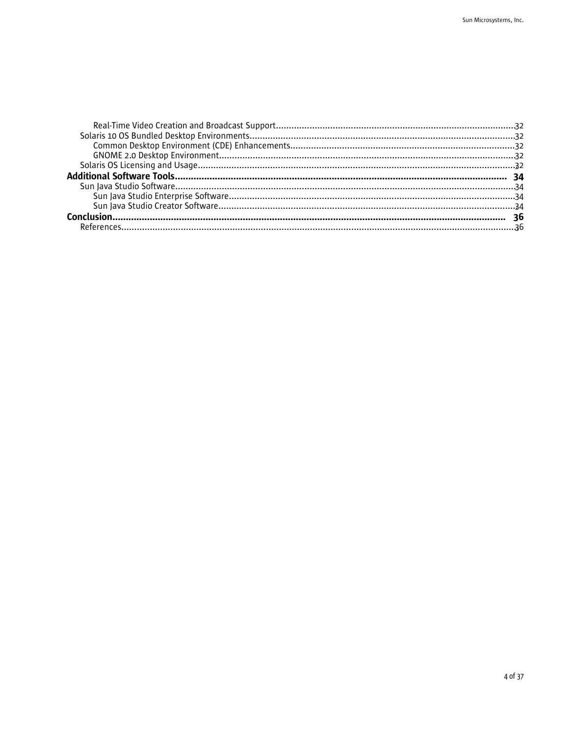- Real-Time Video Creation and Broadcast Support ... 32
- Solaris 10 OS Bundled Desktop Environments ... 32
  - Common Desktop Environment (CDE) Enhancements ... 32
  - GNOME 2.0 Desktop Environment ... 32
- Solaris OS Licensing and Usage ... 32

**Additional Software Tools ... 34**

- Sun Java Studio Software ... 34
  - Sun Java Studio Enterprise Software ... 34
  - Sun Java Studio Creator Software ... 34

**Conclusion ... 36**

- References ... 36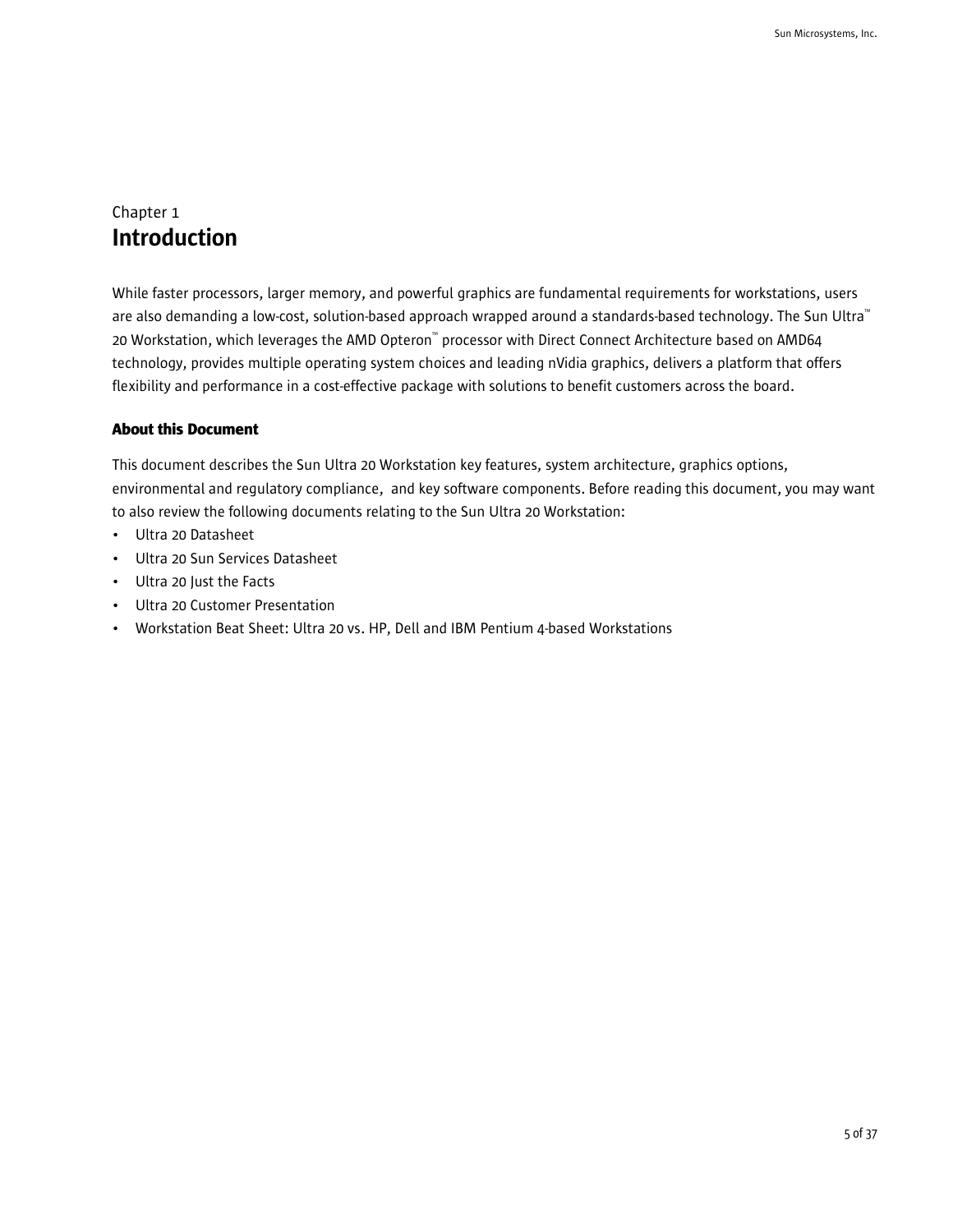# Chapter 1
# Introduction

While faster processors, larger memory, and powerful graphics are fundamental requirements for workstations, users are also demanding a low-cost, solution-based approach wrapped around a standards-based technology. The Sun Ultra™ 20 Workstation, which leverages the AMD Opteron™ processor with Direct Connect Architecture based on AMD64 technology, provides multiple operating system choices and leading nVidia graphics, delivers a platform that offers flexibility and performance in a cost-effective package with solutions to benefit customers across the board.

### About this Document

This document describes the Sun Ultra 20 Workstation key features, system architecture, graphics options, environmental and regulatory compliance, and key software components. Before reading this document, you may want to also review the following documents relating to the Sun Ultra 20 Workstation:

- Ultra 20 Datasheet
- Ultra 20 Sun Services Datasheet
- Ultra 20 Just the Facts
- Ultra 20 Customer Presentation
- Workstation Beat Sheet: Ultra 20 vs. HP, Dell and IBM Pentium 4-based Workstations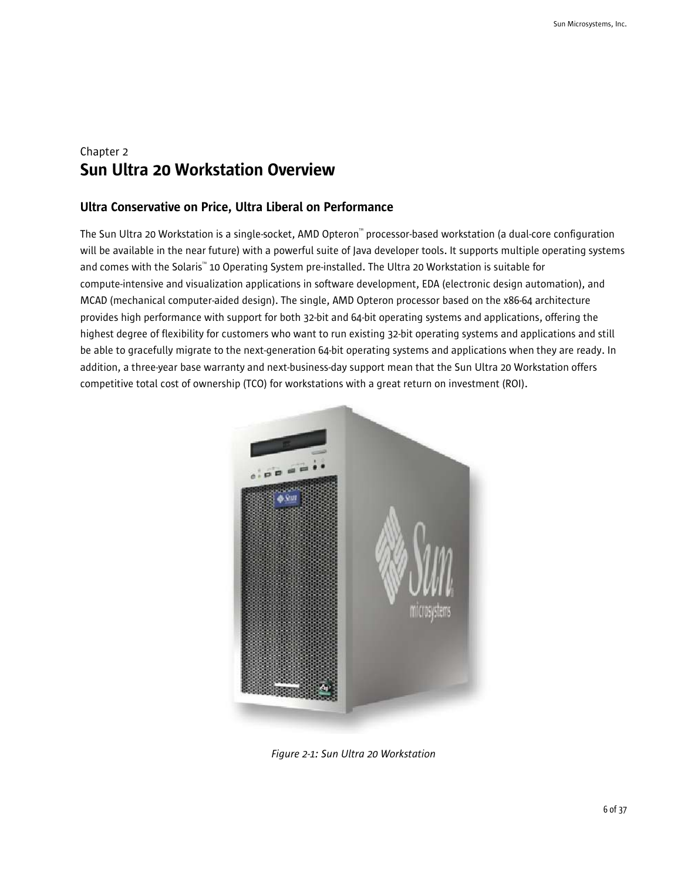Chapter 2

# Sun Ultra 20 Workstation Overview

## Ultra Conservative on Price, Ultra Liberal on Performance

The Sun Ultra 20 Workstation is a single-socket, AMD Opteron™ processor-based workstation (a dual-core configuration will be available in the near future) with a powerful suite of Java developer tools. It supports multiple operating systems and comes with the Solaris™ 10 Operating System pre-installed. The Ultra 20 Workstation is suitable for compute-intensive and visualization applications in software development, EDA (electronic design automation), and MCAD (mechanical computer-aided design). The single, AMD Opteron processor based on the x86-64 architecture provides high performance with support for both 32-bit and 64-bit operating systems and applications, offering the highest degree of flexibility for customers who want to run existing 32-bit operating systems and applications and still be able to gracefully migrate to the next-generation 64-bit operating systems and applications when they are ready. In addition, a three-year base warranty and next-business-day support mean that the Sun Ultra 20 Workstation offers competitive total cost of ownership (TCO) for workstations with a great return on investment (ROI).

*Figure 2-1: Sun Ultra 20 Workstation*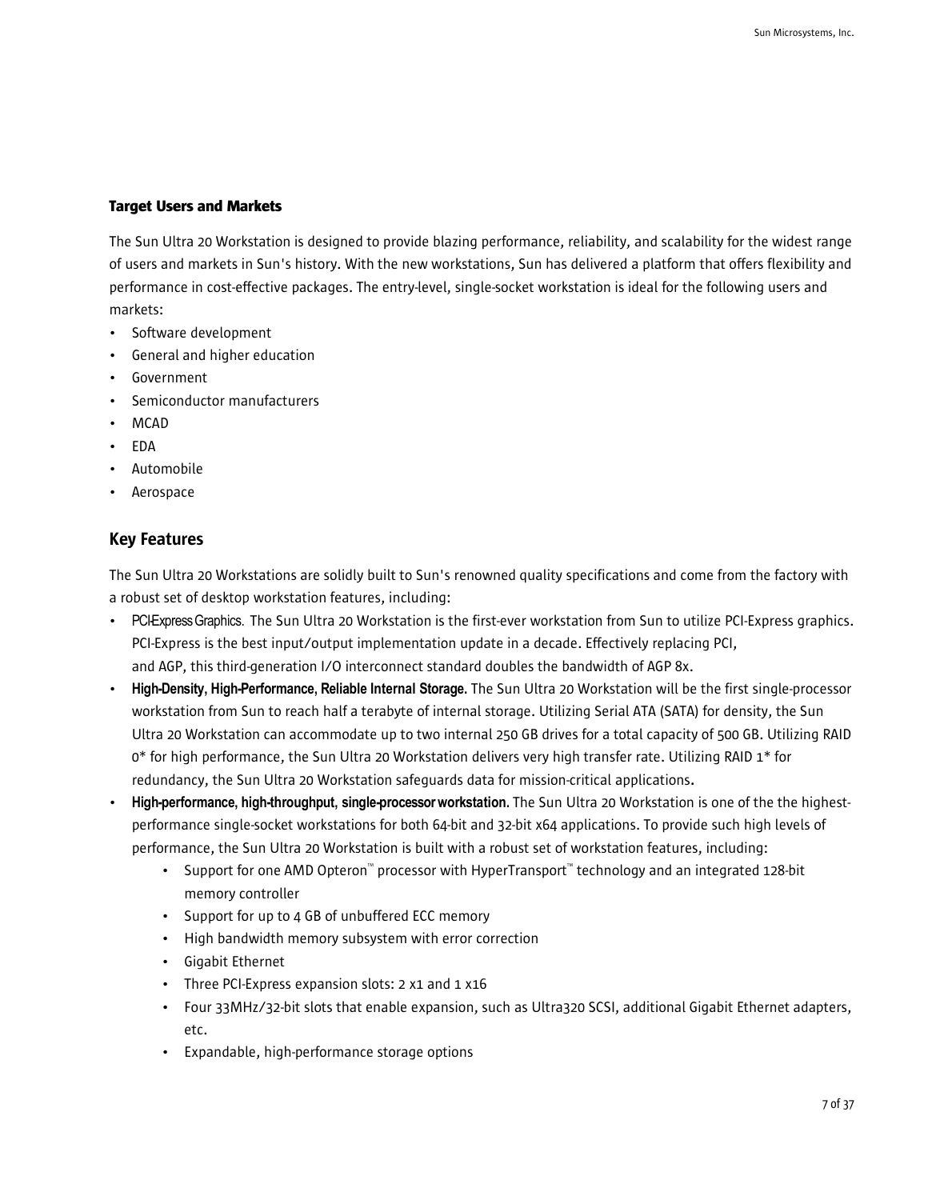### Target Users and Markets

The Sun Ultra 20 Workstation is designed to provide blazing performance, reliability, and scalability for the widest range of users and markets in Sun's history. With the new workstations, Sun has delivered a platform that offers flexibility and performance in cost-effective packages. The entry-level, single-socket workstation is ideal for the following users and markets:

- Software development
- General and higher education
- Government
- Semiconductor manufacturers
- MCAD
- EDA
- Automobile
- Aerospace

## Key Features

The Sun Ultra 20 Workstations are solidly built to Sun's renowned quality specifications and come from the factory with a robust set of desktop workstation features, including:

- **PCI-Express Graphics.** The Sun Ultra 20 Workstation is the first-ever workstation from Sun to utilize PCI-Express graphics. PCI-Express is the best input/output implementation update in a decade. Effectively replacing PCI, and AGP, this third-generation I/O interconnect standard doubles the bandwidth of AGP 8x.
- **High-Density, High-Performance, Reliable Internal Storage.** The Sun Ultra 20 Workstation will be the first single-processor workstation from Sun to reach half a terabyte of internal storage. Utilizing Serial ATA (SATA) for density, the Sun Ultra 20 Workstation can accommodate up to two internal 250 GB drives for a total capacity of 500 GB. Utilizing RAID 0* for high performance, the Sun Ultra 20 Workstation delivers very high transfer rate. Utilizing RAID 1* for redundancy, the Sun Ultra 20 Workstation safeguards data for mission-critical applications.
- **High-performance, high-throughput, single-processor workstation.** The Sun Ultra 20 Workstation is one of the the highest-performance single-socket workstations for both 64-bit and 32-bit x64 applications. To provide such high levels of performance, the Sun Ultra 20 Workstation is built with a robust set of workstation features, including:
  - Support for one AMD Opteron™ processor with HyperTransport™ technology and an integrated 128-bit memory controller
  - Support for up to 4 GB of unbuffered ECC memory
  - High bandwidth memory subsystem with error correction
  - Gigabit Ethernet
  - Three PCI-Express expansion slots: 2 x1 and 1 x16
  - Four 33MHz/32-bit slots that enable expansion, such as Ultra320 SCSI, additional Gigabit Ethernet adapters, etc.
  - Expandable, high-performance storage options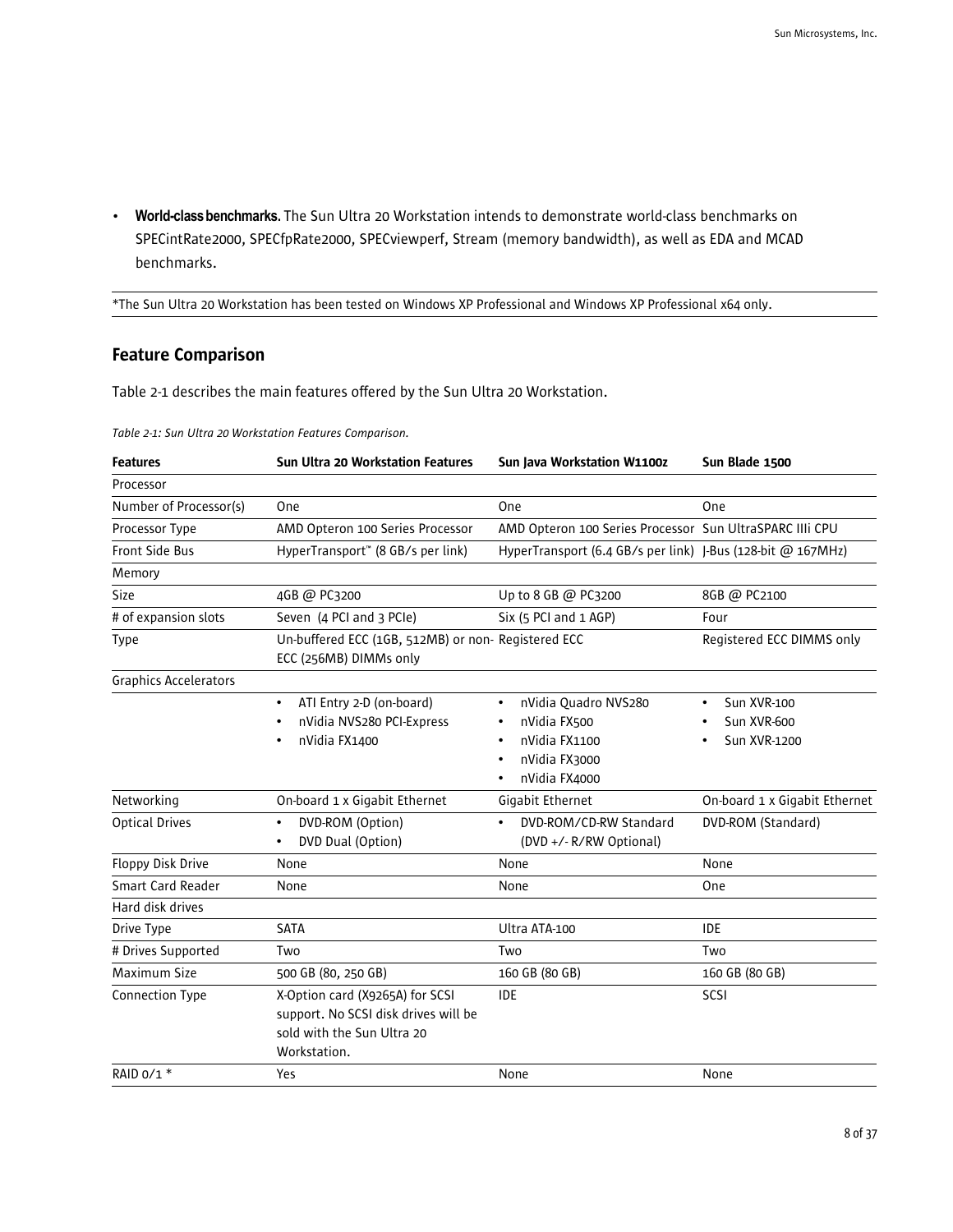- **World-class benchmarks.** The Sun Ultra 20 Workstation intends to demonstrate world-class benchmarks on SPECintRate2000, SPECfpRate2000, SPECviewperf, Stream (memory bandwidth), as well as EDA and MCAD benchmarks.

*The Sun Ultra 20 Workstation has been tested on Windows XP Professional and Windows XP Professional x64 only.

## Feature Comparison

Table 2-1 describes the main features offered by the Sun Ultra 20 Workstation.

*Table 2-1: Sun Ultra 20 Workstation Features Comparison.*

| Features | Sun Ultra 20 Workstation Features | Sun Java Workstation W1100z | Sun Blade 1500 |
|---|---|---|---|
| Processor | | | |
| Number of Processor(s) | One | One | One |
| Processor Type | AMD Opteron 100 Series Processor | AMD Opteron 100 Series Processor | Sun UltraSPARC IIIi CPU |
| Front Side Bus | HyperTransport™ (8 GB/s per link) | HyperTransport (6.4 GB/s per link) | J-Bus (128-bit @ 167MHz) |
| Memory | | | |
| Size | 4GB @ PC3200 | Up to 8 GB @ PC3200 | 8GB @ PC2100 |
| # of expansion slots | Seven (4 PCI and 3 PCIe) | Six (5 PCI and 1 AGP) | Four |
| Type | Un-buffered ECC (1GB, 512MB) or non-ECC (256MB) DIMMs only | Registered ECC | Registered ECC DIMMS only |
| Graphics Accelerators | | | |
| | • ATI Entry 2-D (on-board)<br>• nVidia NVS280 PCI-Express<br>• nVidia FX1400 | • nVidia Quadro NVS280<br>• nVidia FX500<br>• nVidia FX1100<br>• nVidia FX3000<br>• nVidia FX4000 | • Sun XVR-100<br>• Sun XVR-600<br>• Sun XVR-1200 |
| Networking | On-board 1 x Gigabit Ethernet | Gigabit Ethernet | On-board 1 x Gigabit Ethernet |
| Optical Drives | • DVD-ROM (Option)<br>• DVD Dual (Option) | • DVD-ROM/CD-RW Standard (DVD +/- R/RW Optional) | DVD-ROM (Standard) |
| Floppy Disk Drive | None | None | None |
| Smart Card Reader | None | None | One |
| Hard disk drives | | | |
| Drive Type | SATA | Ultra ATA-100 | IDE |
| # Drives Supported | Two | Two | Two |
| Maximum Size | 500 GB (80, 250 GB) | 160 GB (80 GB) | 160 GB (80 GB) |
| Connection Type | X-Option card (X9265A) for SCSI support. No SCSI disk drives will be sold with the Sun Ultra 20 Workstation. | IDE | SCSI |
| RAID 0/1 * | Yes | None | None |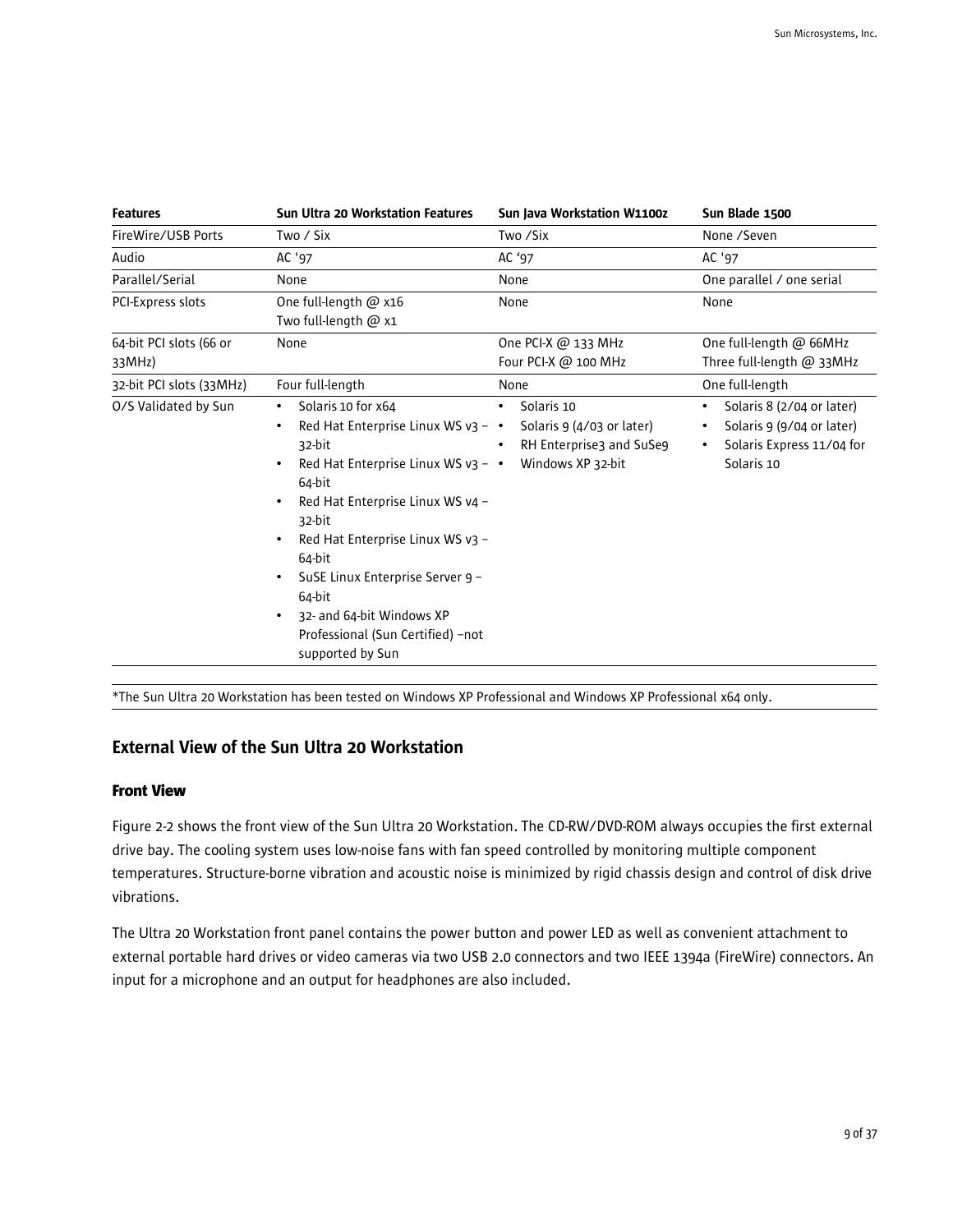| Features | Sun Ultra 20 Workstation Features | Sun Java Workstation W1100z | Sun Blade 1500 |
|---|---|---|---|
| FireWire/USB Ports | Two / Six | Two /Six | None /Seven |
| Audio | AC '97 | AC '97 | AC '97 |
| Parallel/Serial | None | None | One parallel / one serial |
| PCI-Express slots | One full-length @ x16<br>Two full-length @ x1 | None | None |
| 64-bit PCI slots (66 or 33MHz) | None | One PCI-X @ 133 MHz<br>Four PCI-X @ 100 MHz | One full-length @ 66MHz<br>Three full-length @ 33MHz |
| 32-bit PCI slots (33MHz) | Four full-length | None | One full-length |
| O/S Validated by Sun | • Solaris 10 for x64<br>• Red Hat Enterprise Linux WS v3 – 32-bit<br>• Red Hat Enterprise Linux WS v3 – 64-bit<br>• Red Hat Enterprise Linux WS v4 – 32-bit<br>• Red Hat Enterprise Linux WS v3 – 64-bit<br>• SuSE Linux Enterprise Server 9 – 64-bit<br>• 32- and 64-bit Windows XP Professional (Sun Certified) –not supported by Sun | • Solaris 10<br>• Solaris 9 (4/03 or later)<br>• RH Enterprise3 and SuSe9<br>• Windows XP 32-bit | • Solaris 8 (2/04 or later)<br>• Solaris 9 (9/04 or later)<br>• Solaris Express 11/04 for Solaris 10 |

*The Sun Ultra 20 Workstation has been tested on Windows XP Professional and Windows XP Professional x64 only.

## External View of the Sun Ultra 20 Workstation

### Front View

Figure 2-2 shows the front view of the Sun Ultra 20 Workstation. The CD-RW/DVD-ROM always occupies the first external drive bay. The cooling system uses low-noise fans with fan speed controlled by monitoring multiple component temperatures. Structure-borne vibration and acoustic noise is minimized by rigid chassis design and control of disk drive vibrations.

The Ultra 20 Workstation front panel contains the power button and power LED as well as convenient attachment to external portable hard drives or video cameras via two USB 2.0 connectors and two IEEE 1394a (FireWire) connectors. An input for a microphone and an output for headphones are also included.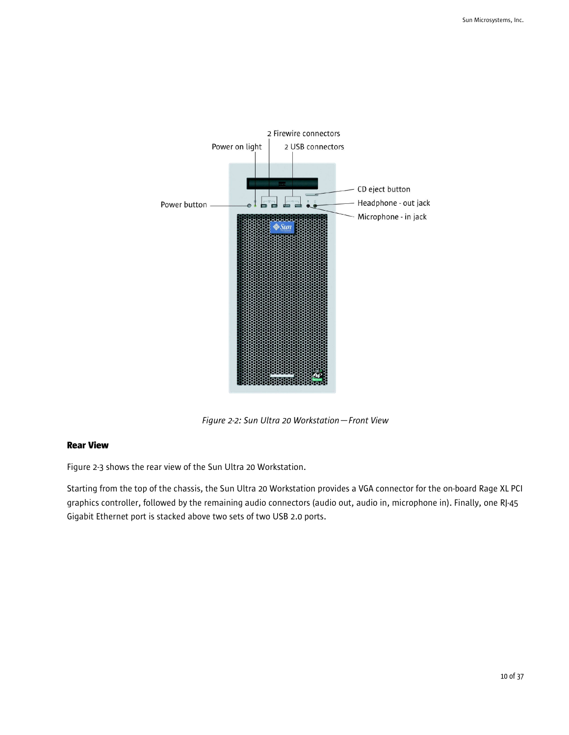*Figure 2-2: Sun Ultra 20 Workstation—Front View*

### Rear View

Figure 2-3 shows the rear view of the Sun Ultra 20 Workstation.

Starting from the top of the chassis, the Sun Ultra 20 Workstation provides a VGA connector for the on-board Rage XL PCI graphics controller, followed by the remaining audio connectors (audio out, audio in, microphone in). Finally, one RJ-45 Gigabit Ethernet port is stacked above two sets of two USB 2.0 ports.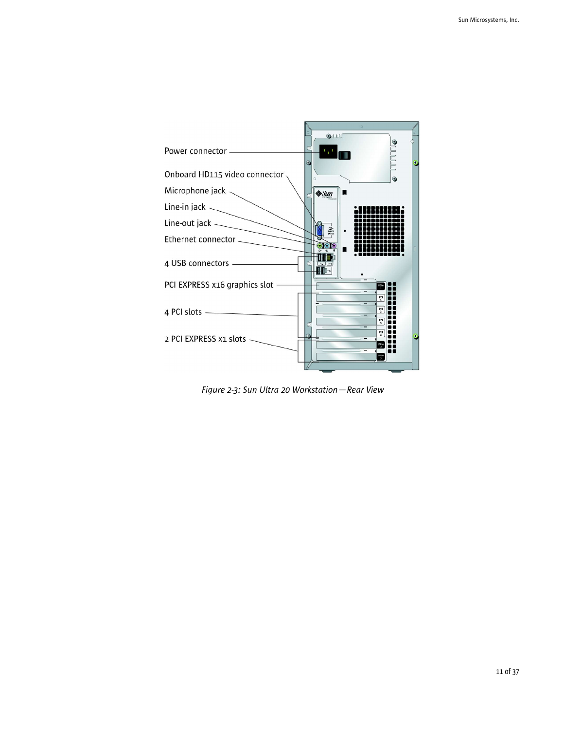Power connector

Onboard HD115 video connector

Microphone jack

Line-in jack

Line-out jack

Ethernet connector

4 USB connectors

PCI EXPRESS x16 graphics slot

4 PCI slots

2 PCI EXPRESS x1 slots

*Figure 2-3: Sun Ultra 20 Workstation—Rear View*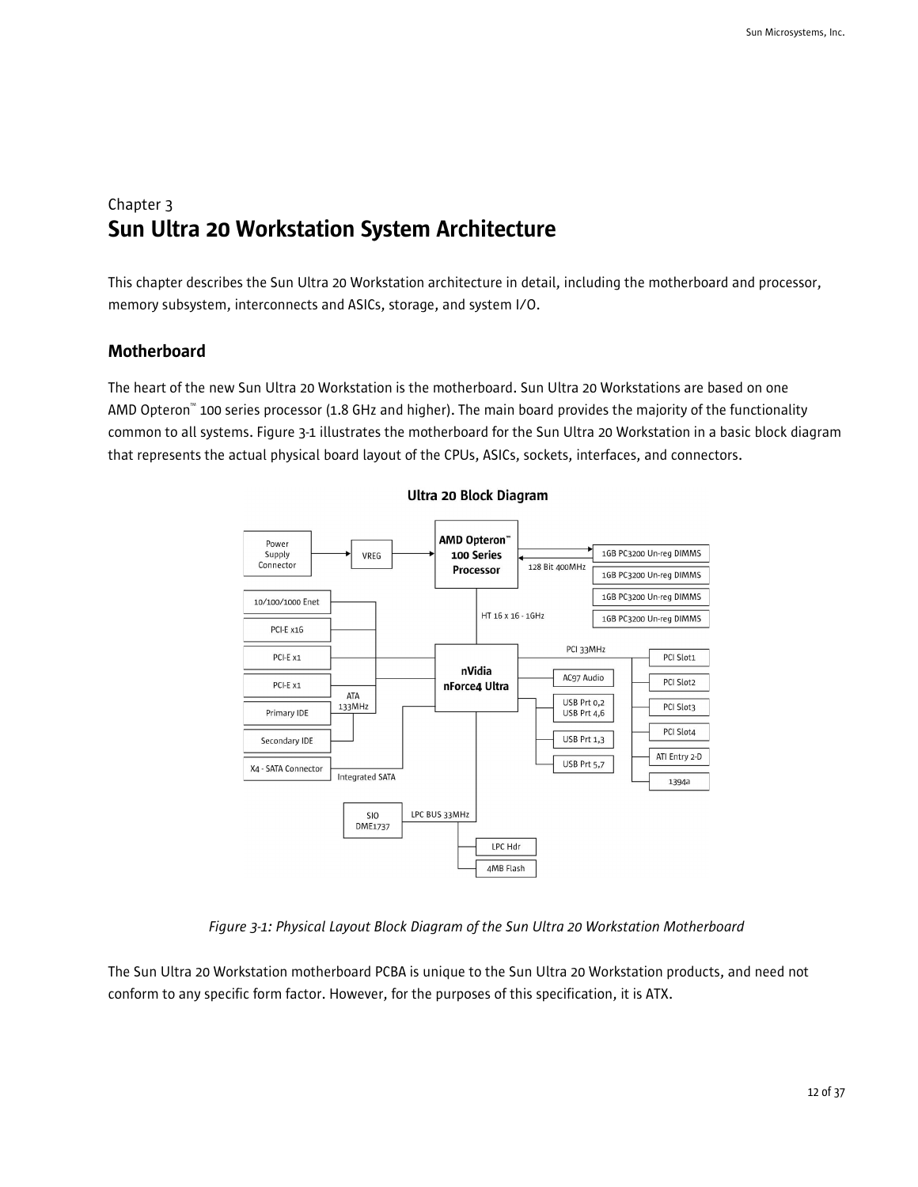Chapter 3

# Sun Ultra 20 Workstation System Architecture

This chapter describes the Sun Ultra 20 Workstation architecture in detail, including the motherboard and processor, memory subsystem, interconnects and ASICs, storage, and system I/O.

## Motherboard

The heart of the new Sun Ultra 20 Workstation is the motherboard. Sun Ultra 20 Workstations are based on one AMD Opteron™ 100 series processor (1.8 GHz and higher). The main board provides the majority of the functionality common to all systems. Figure 3-1 illustrates the motherboard for the Sun Ultra 20 Workstation in a basic block diagram that represents the actual physical board layout of the CPUs, ASICs, sockets, interfaces, and connectors.

**Ultra 20 Block Diagram**

*Figure 3-1: Physical Layout Block Diagram of the Sun Ultra 20 Workstation Motherboard*

The Sun Ultra 20 Workstation motherboard PCBA is unique to the Sun Ultra 20 Workstation products, and need not conform to any specific form factor. However, for the purposes of this specification, it is ATX.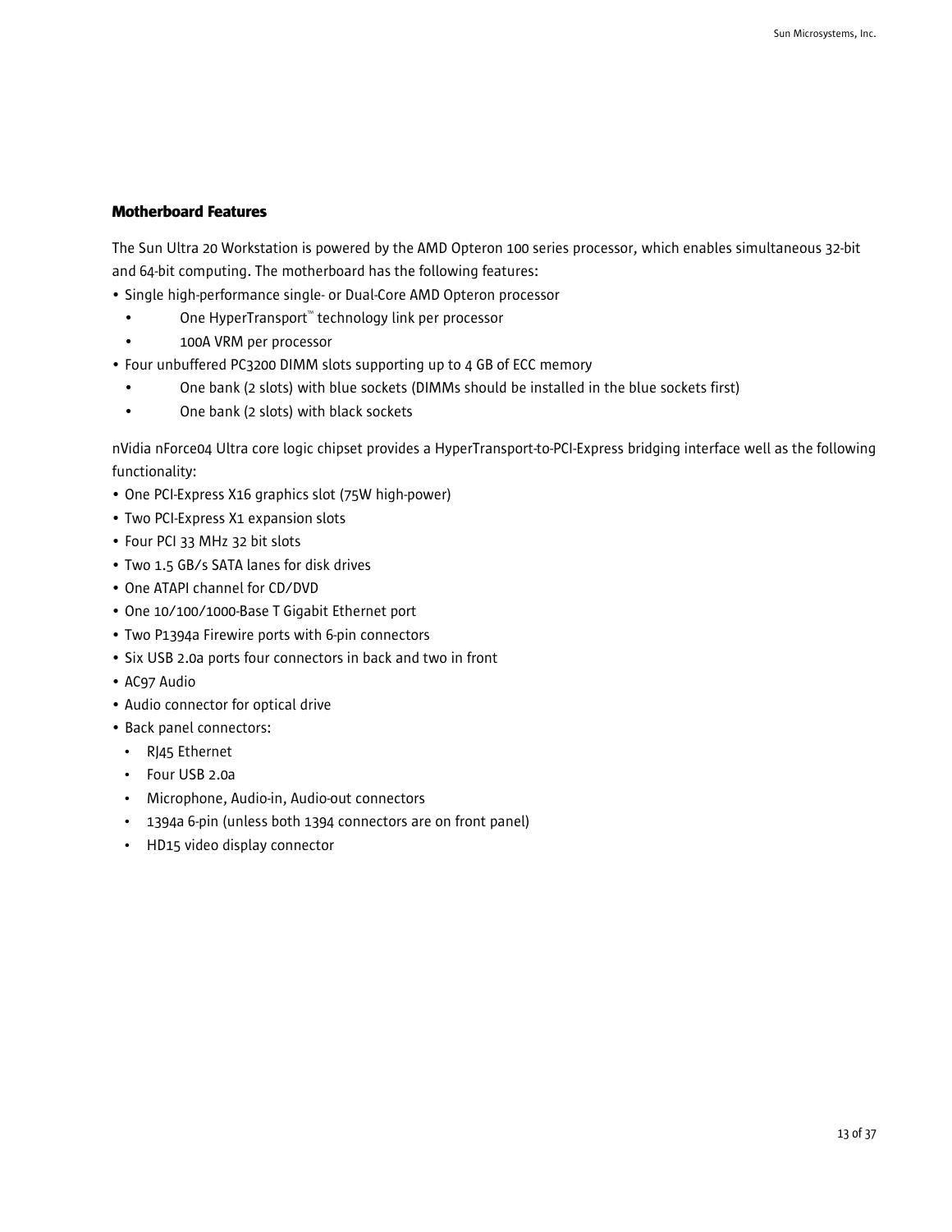### Motherboard Features

The Sun Ultra 20 Workstation is powered by the AMD Opteron 100 series processor, which enables simultaneous 32-bit and 64-bit computing. The motherboard has the following features:

- Single high-performance single- or Dual-Core AMD Opteron processor
  - One HyperTransport™ technology link per processor
  - 100A VRM per processor
- Four unbuffered PC3200 DIMM slots supporting up to 4 GB of ECC memory
  - One bank (2 slots) with blue sockets (DIMMs should be installed in the blue sockets first)
  - One bank (2 slots) with black sockets

nVidia nForce04 Ultra core logic chipset provides a HyperTransport-to-PCI-Express bridging interface well as the following functionality:

- One PCI-Express X16 graphics slot (75W high-power)
- Two PCI-Express X1 expansion slots
- Four PCI 33 MHz 32 bit slots
- Two 1.5 GB/s SATA lanes for disk drives
- One ATAPI channel for CD/DVD
- One 10/100/1000-Base T Gigabit Ethernet port
- Two P1394a Firewire ports with 6-pin connectors
- Six USB 2.0a ports four connectors in back and two in front
- AC97 Audio
- Audio connector for optical drive
- Back panel connectors:
  - RJ45 Ethernet
  - Four USB 2.0a
  - Microphone, Audio-in, Audio-out connectors
  - 1394a 6-pin (unless both 1394 connectors are on front panel)
  - HD15 video display connector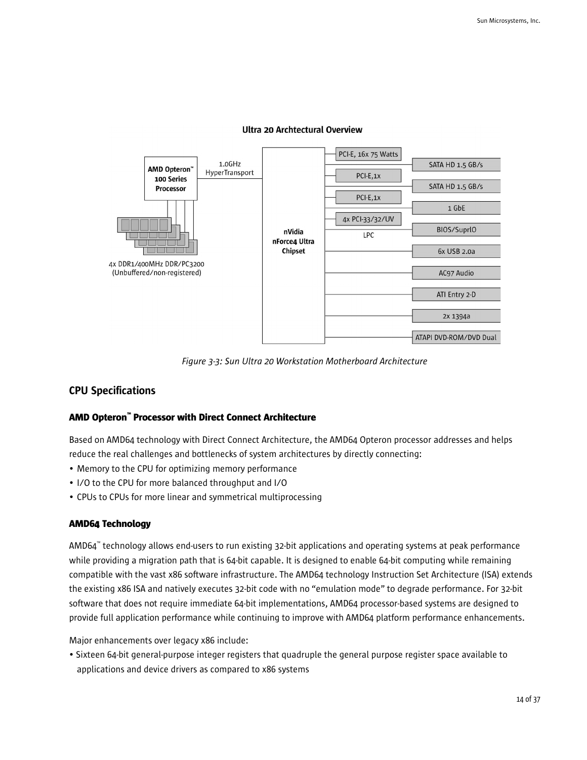**Ultra 20 Archtectural Overview**

AMD Opteron™ 100 Series Processor

1.0GHz HyperTransport

4x DDR1/400MHz DDR/PC3200 (Unbuffered/non-registered)

nVidia nForce4 Ultra Chipset

PCI-E, 16x 75 Watts

PCI-E,1x

PCI-E,1x

4x PCI-33/32/UV

LPC

SATA HD 1.5 GB/s

SATA HD 1.5 GB/s

1 GbE

BIOS/SuprIO

6x USB 2.0a

AC97 Audio

ATI Entry 2-D

2x 1394a

ATAPI DVD-ROM/DVD Dual

*Figure 3-3: Sun Ultra 20 Workstation Motherboard Architecture*

## CPU Specifications

### AMD Opteron™ Processor with Direct Connect Architecture

Based on AMD64 technology with Direct Connect Architecture, the AMD64 Opteron processor addresses and helps reduce the real challenges and bottlenecks of system architectures by directly connecting:

- Memory to the CPU for optimizing memory performance
- I/O to the CPU for more balanced throughput and I/O
- CPUs to CPUs for more linear and symmetrical multiprocessing

### AMD64 Technology

AMD64™ technology allows end-users to run existing 32-bit applications and operating systems at peak performance while providing a migration path that is 64-bit capable. It is designed to enable 64-bit computing while remaining compatible with the vast x86 software infrastructure. The AMD64 technology Instruction Set Architecture (ISA) extends the existing x86 ISA and natively executes 32-bit code with no "emulation mode" to degrade performance. For 32-bit software that does not require immediate 64-bit implementations, AMD64 processor-based systems are designed to provide full application performance while continuing to improve with AMD64 platform performance enhancements.

Major enhancements over legacy x86 include:

- Sixteen 64-bit general-purpose integer registers that quadruple the general purpose register space available to applications and device drivers as compared to x86 systems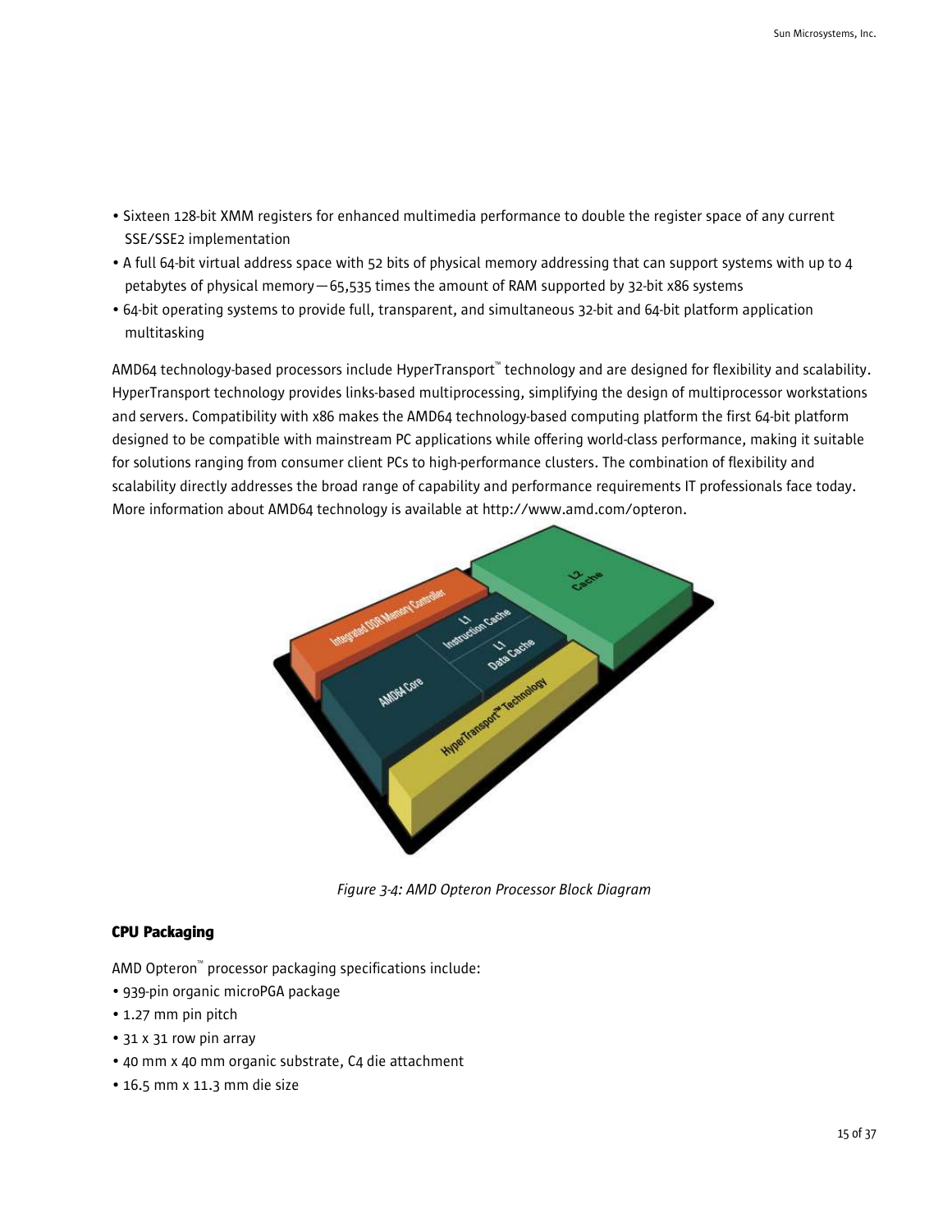- Sixteen 128-bit XMM registers for enhanced multimedia performance to double the register space of any current SSE/SSE2 implementation
- A full 64-bit virtual address space with 52 bits of physical memory addressing that can support systems with up to 4 petabytes of physical memory—65,535 times the amount of RAM supported by 32-bit x86 systems
- 64-bit operating systems to provide full, transparent, and simultaneous 32-bit and 64-bit platform application multitasking

AMD64 technology-based processors include HyperTransport™ technology and are designed for flexibility and scalability. HyperTransport technology provides links-based multiprocessing, simplifying the design of multiprocessor workstations and servers. Compatibility with x86 makes the AMD64 technology-based computing platform the first 64-bit platform designed to be compatible with mainstream PC applications while offering world-class performance, making it suitable for solutions ranging from consumer client PCs to high-performance clusters. The combination of flexibility and scalability directly addresses the broad range of capability and performance requirements IT professionals face today. More information about AMD64 technology is available at http://www.amd.com/opteron.

*Figure 3-4: AMD Opteron Processor Block Diagram*

### CPU Packaging

AMD Opteron™ processor packaging specifications include:

- 939-pin organic microPGA package
- 1.27 mm pin pitch
- 31 x 31 row pin array
- 40 mm x 40 mm organic substrate, C4 die attachment
- 16.5 mm x 11.3 mm die size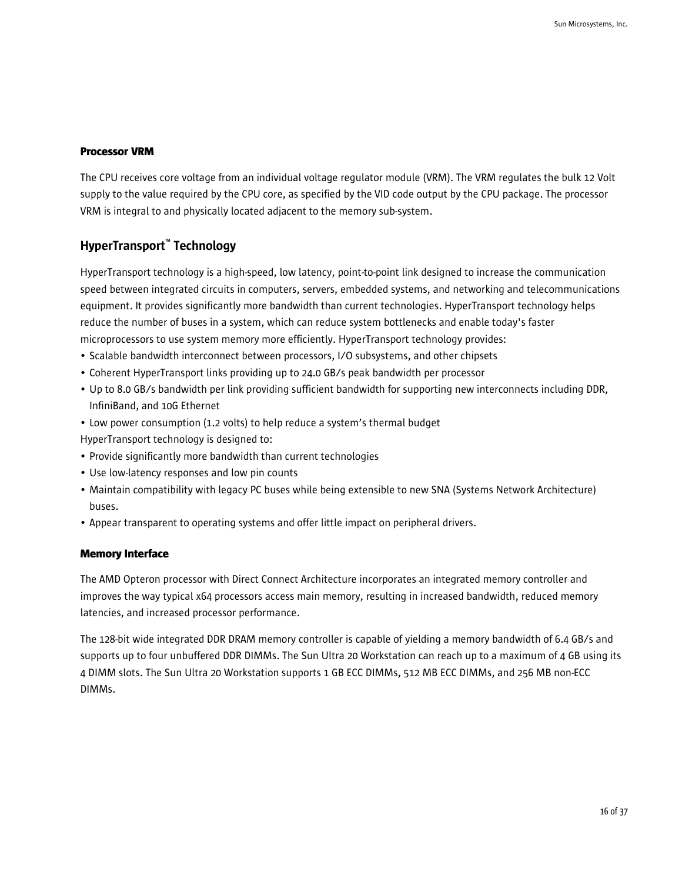### Processor VRM

The CPU receives core voltage from an individual voltage regulator module (VRM). The VRM regulates the bulk 12 Volt supply to the value required by the CPU core, as specified by the VID code output by the CPU package. The processor VRM is integral to and physically located adjacent to the memory sub-system.

## HyperTransport™ Technology

HyperTransport technology is a high-speed, low latency, point-to-point link designed to increase the communication speed between integrated circuits in computers, servers, embedded systems, and networking and telecommunications equipment. It provides significantly more bandwidth than current technologies. HyperTransport technology helps reduce the number of buses in a system, which can reduce system bottlenecks and enable today's faster microprocessors to use system memory more efficiently. HyperTransport technology provides:

- Scalable bandwidth interconnect between processors, I/O subsystems, and other chipsets
- Coherent HyperTransport links providing up to 24.0 GB/s peak bandwidth per processor
- Up to 8.0 GB/s bandwidth per link providing sufficient bandwidth for supporting new interconnects including DDR, InfiniBand, and 10G Ethernet
- Low power consumption (1.2 volts) to help reduce a system's thermal budget

HyperTransport technology is designed to:

- Provide significantly more bandwidth than current technologies
- Use low-latency responses and low pin counts
- Maintain compatibility with legacy PC buses while being extensible to new SNA (Systems Network Architecture) buses.
- Appear transparent to operating systems and offer little impact on peripheral drivers.

### Memory Interface

The AMD Opteron processor with Direct Connect Architecture incorporates an integrated memory controller and improves the way typical x64 processors access main memory, resulting in increased bandwidth, reduced memory latencies, and increased processor performance.

The 128-bit wide integrated DDR DRAM memory controller is capable of yielding a memory bandwidth of 6.4 GB/s and supports up to four unbuffered DDR DIMMs. The Sun Ultra 20 Workstation can reach up to a maximum of 4 GB using its 4 DIMM slots. The Sun Ultra 20 Workstation supports 1 GB ECC DIMMs, 512 MB ECC DIMMs, and 256 MB non-ECC DIMMs.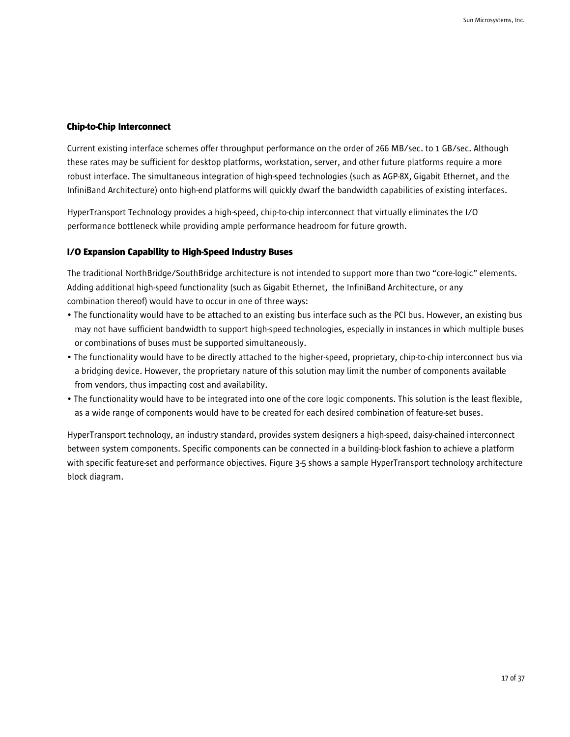### Chip-to-Chip Interconnect

Current existing interface schemes offer throughput performance on the order of 266 MB/sec. to 1 GB/sec. Although these rates may be sufficient for desktop platforms, workstation, server, and other future platforms require a more robust interface. The simultaneous integration of high-speed technologies (such as AGP-8X, Gigabit Ethernet, and the InfiniBand Architecture) onto high-end platforms will quickly dwarf the bandwidth capabilities of existing interfaces.

HyperTransport Technology provides a high-speed, chip-to-chip interconnect that virtually eliminates the I/O performance bottleneck while providing ample performance headroom for future growth.

### I/O Expansion Capability to High-Speed Industry Buses

The traditional NorthBridge/SouthBridge architecture is not intended to support more than two "core-logic" elements. Adding additional high-speed functionality (such as Gigabit Ethernet, the InfiniBand Architecture, or any combination thereof) would have to occur in one of three ways:

- The functionality would have to be attached to an existing bus interface such as the PCI bus. However, an existing bus may not have sufficient bandwidth to support high-speed technologies, especially in instances in which multiple buses or combinations of buses must be supported simultaneously.
- The functionality would have to be directly attached to the higher-speed, proprietary, chip-to-chip interconnect bus via a bridging device. However, the proprietary nature of this solution may limit the number of components available from vendors, thus impacting cost and availability.
- The functionality would have to be integrated into one of the core logic components. This solution is the least flexible, as a wide range of components would have to be created for each desired combination of feature-set buses.

HyperTransport technology, an industry standard, provides system designers a high-speed, daisy-chained interconnect between system components. Specific components can be connected in a building-block fashion to achieve a platform with specific feature-set and performance objectives. Figure 3-5 shows a sample HyperTransport technology architecture block diagram.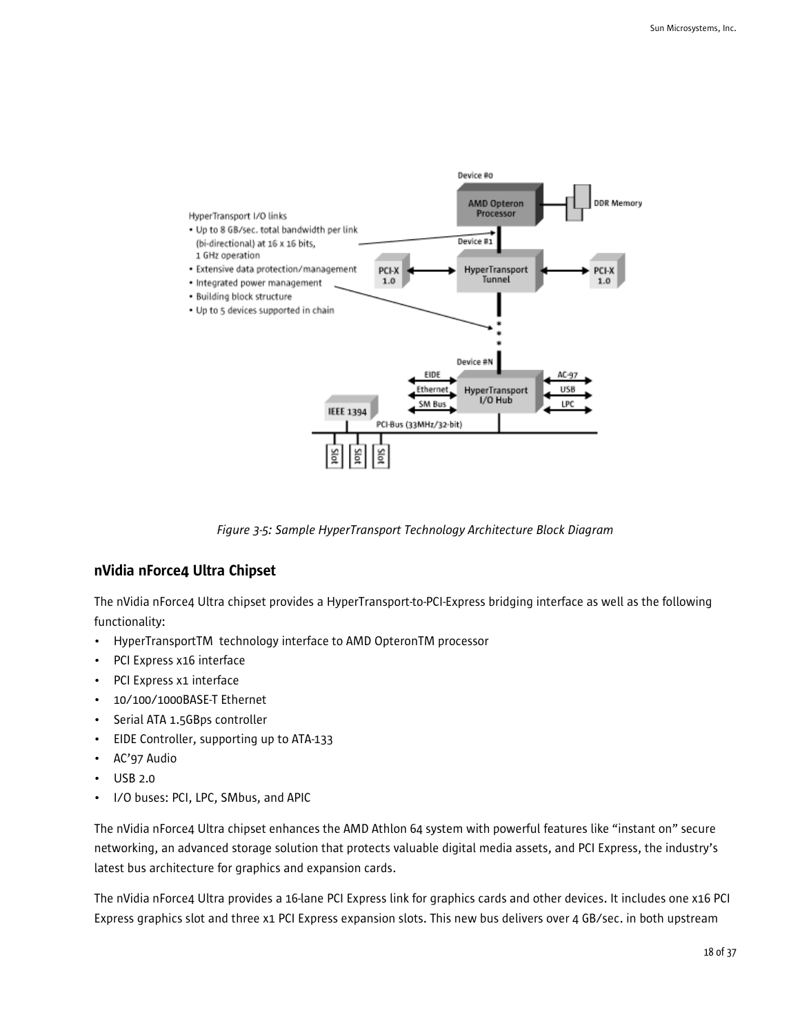*Figure 3-5: Sample HyperTransport Technology Architecture Block Diagram*

## nVidia nForce4 Ultra Chipset

The nVidia nForce4 Ultra chipset provides a HyperTransport-to-PCI-Express bridging interface as well as the following functionality:

- HyperTransportTM technology interface to AMD OpteronTM processor
- PCI Express x16 interface
- PCI Express x1 interface
- 10/100/1000BASE-T Ethernet
- Serial ATA 1.5GBps controller
- EIDE Controller, supporting up to ATA-133
- AC'97 Audio
- USB 2.0
- I/O buses: PCI, LPC, SMbus, and APIC

The nVidia nForce4 Ultra chipset enhances the AMD Athlon 64 system with powerful features like "instant on" secure networking, an advanced storage solution that protects valuable digital media assets, and PCI Express, the industry's latest bus architecture for graphics and expansion cards.

The nVidia nForce4 Ultra provides a 16-lane PCI Express link for graphics cards and other devices. It includes one x16 PCI Express graphics slot and three x1 PCI Express expansion slots. This new bus delivers over 4 GB/sec. in both upstream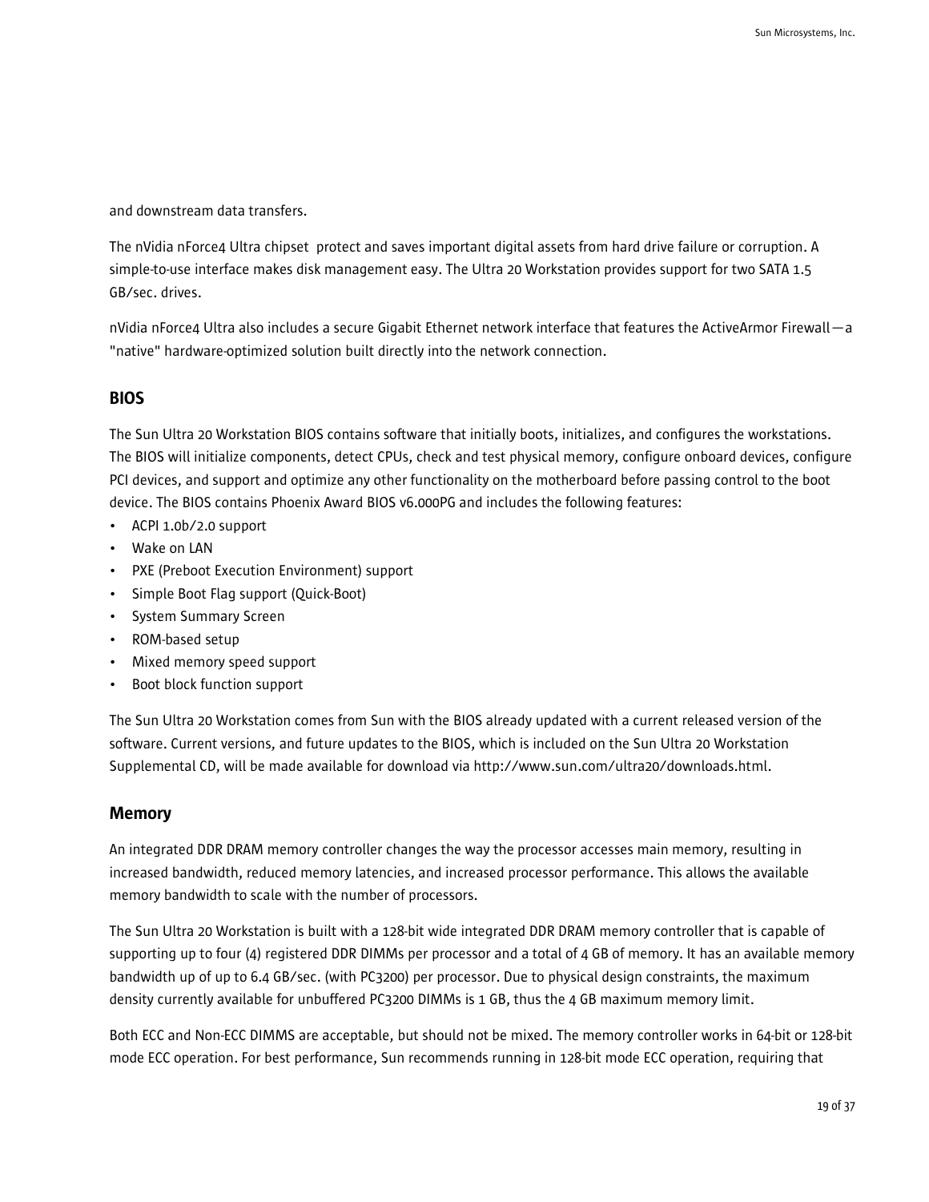and downstream data transfers.

The nVidia nForce4 Ultra chipset  protect and saves important digital assets from hard drive failure or corruption. A simple-to-use interface makes disk management easy. The Ultra 20 Workstation provides support for two SATA 1.5 GB/sec. drives.

nVidia nForce4 Ultra also includes a secure Gigabit Ethernet network interface that features the ActiveArmor Firewall—a "native" hardware-optimized solution built directly into the network connection.

## BIOS

The Sun Ultra 20 Workstation BIOS contains software that initially boots, initializes, and configures the workstations. The BIOS will initialize components, detect CPUs, check and test physical memory, configure onboard devices, configure PCI devices, and support and optimize any other functionality on the motherboard before passing control to the boot device. The BIOS contains Phoenix Award BIOS v6.000PG and includes the following features:

- ACPI 1.0b/2.0 support
- Wake on LAN
- PXE (Preboot Execution Environment) support
- Simple Boot Flag support (Quick-Boot)
- System Summary Screen
- ROM-based setup
- Mixed memory speed support
- Boot block function support

The Sun Ultra 20 Workstation comes from Sun with the BIOS already updated with a current released version of the software. Current versions, and future updates to the BIOS, which is included on the Sun Ultra 20 Workstation Supplemental CD, will be made available for download via http://www.sun.com/ultra20/downloads.html.

## Memory

An integrated DDR DRAM memory controller changes the way the processor accesses main memory, resulting in increased bandwidth, reduced memory latencies, and increased processor performance. This allows the available memory bandwidth to scale with the number of processors.

The Sun Ultra 20 Workstation is built with a 128-bit wide integrated DDR DRAM memory controller that is capable of supporting up to four (4) registered DDR DIMMs per processor and a total of 4 GB of memory. It has an available memory bandwidth up of up to 6.4 GB/sec. (with PC3200) per processor. Due to physical design constraints, the maximum density currently available for unbuffered PC3200 DIMMs is 1 GB, thus the 4 GB maximum memory limit.

Both ECC and Non-ECC DIMMS are acceptable, but should not be mixed. The memory controller works in 64-bit or 128-bit mode ECC operation. For best performance, Sun recommends running in 128-bit mode ECC operation, requiring that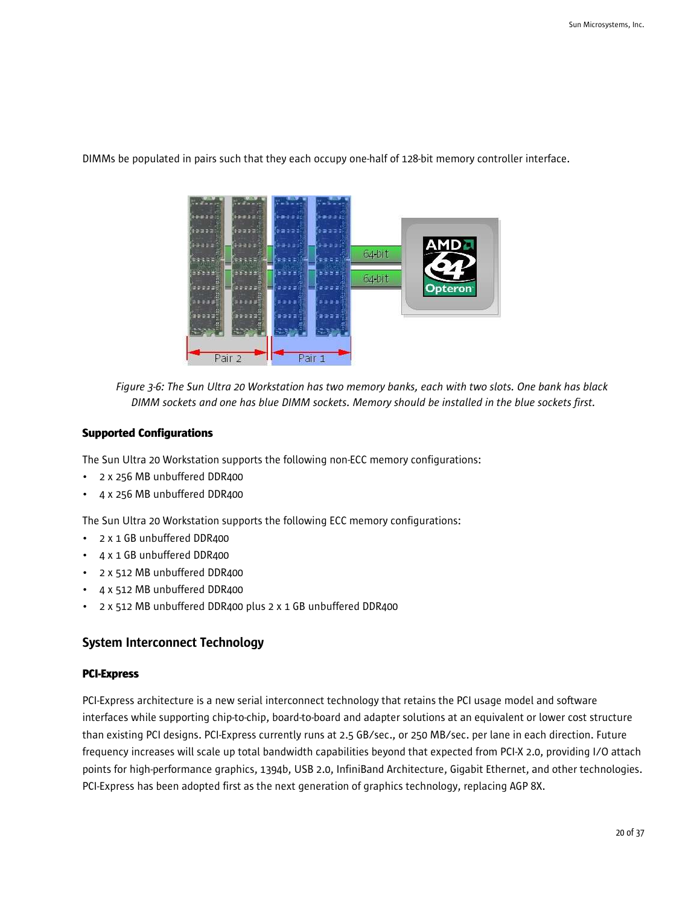DIMMs be populated in pairs such that they each occupy one-half of 128-bit memory controller interface.

*Figure 3-6: The Sun Ultra 20 Workstation has two memory banks, each with two slots. One bank has black DIMM sockets and one has blue DIMM sockets. Memory should be installed in the blue sockets first.*

#### Supported Configurations

The Sun Ultra 20 Workstation supports the following non-ECC memory configurations:

- 2 x 256 MB unbuffered DDR400
- 4 x 256 MB unbuffered DDR400

The Sun Ultra 20 Workstation supports the following ECC memory configurations:

- 2 x 1 GB unbuffered DDR400
- 4 x 1 GB unbuffered DDR400
- 2 x 512 MB unbuffered DDR400
- 4 x 512 MB unbuffered DDR400
- 2 x 512 MB unbuffered DDR400 plus 2 x 1 GB unbuffered DDR400

### System Interconnect Technology

#### PCI-Express

PCI-Express architecture is a new serial interconnect technology that retains the PCI usage model and software interfaces while supporting chip-to-chip, board-to-board and adapter solutions at an equivalent or lower cost structure than existing PCI designs. PCI-Express currently runs at 2.5 GB/sec., or 250 MB/sec. per lane in each direction. Future frequency increases will scale up total bandwidth capabilities beyond that expected from PCI-X 2.0, providing I/O attach points for high-performance graphics, 1394b, USB 2.0, InfiniBand Architecture, Gigabit Ethernet, and other technologies. PCI-Express has been adopted first as the next generation of graphics technology, replacing AGP 8X.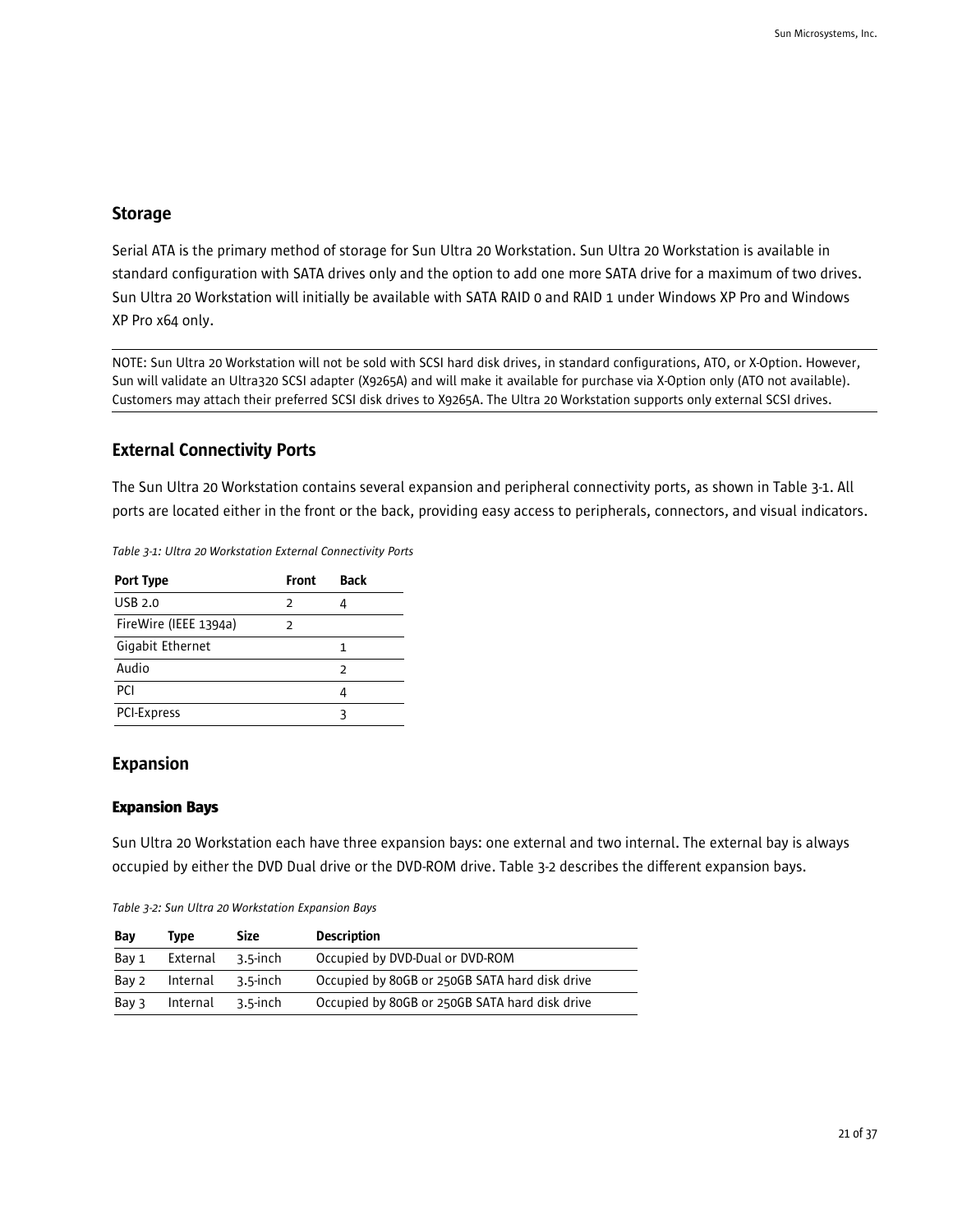## Storage

Serial ATA is the primary method of storage for Sun Ultra 20 Workstation. Sun Ultra 20 Workstation is available in standard configuration with SATA drives only and the option to add one more SATA drive for a maximum of two drives. Sun Ultra 20 Workstation will initially be available with SATA RAID 0 and RAID 1 under Windows XP Pro and Windows XP Pro x64 only.

---

NOTE: Sun Ultra 20 Workstation will not be sold with SCSI hard disk drives, in standard configurations, ATO, or X-Option. However, Sun will validate an Ultra320 SCSI adapter (X9265A) and will make it available for purchase via X-Option only (ATO not available). Customers may attach their preferred SCSI disk drives to X9265A. The Ultra 20 Workstation supports only external SCSI drives.

---

## External Connectivity Ports

The Sun Ultra 20 Workstation contains several expansion and peripheral connectivity ports, as shown in Table 3-1. All ports are located either in the front or the back, providing easy access to peripherals, connectors, and visual indicators.

*Table 3-1: Ultra 20 Workstation External Connectivity Ports*

| Port Type | Front | Back |
|---|---|---|
| USB 2.0 | 2 | 4 |
| FireWire (IEEE 1394a) | 2 | |
| Gigabit Ethernet | | 1 |
| Audio | | 2 |
| PCI | | 4 |
| PCI-Express | | 3 |

## Expansion

### Expansion Bays

Sun Ultra 20 Workstation each have three expansion bays: one external and two internal. The external bay is always occupied by either the DVD Dual drive or the DVD-ROM drive. Table 3-2 describes the different expansion bays.

*Table 3-2: Sun Ultra 20 Workstation Expansion Bays*

| Bay | Type | Size | Description |
|---|---|---|---|
| Bay 1 | External | 3.5-inch | Occupied by DVD-Dual or DVD-ROM |
| Bay 2 | Internal | 3.5-inch | Occupied by 80GB or 250GB SATA hard disk drive |
| Bay 3 | Internal | 3.5-inch | Occupied by 80GB or 250GB SATA hard disk drive |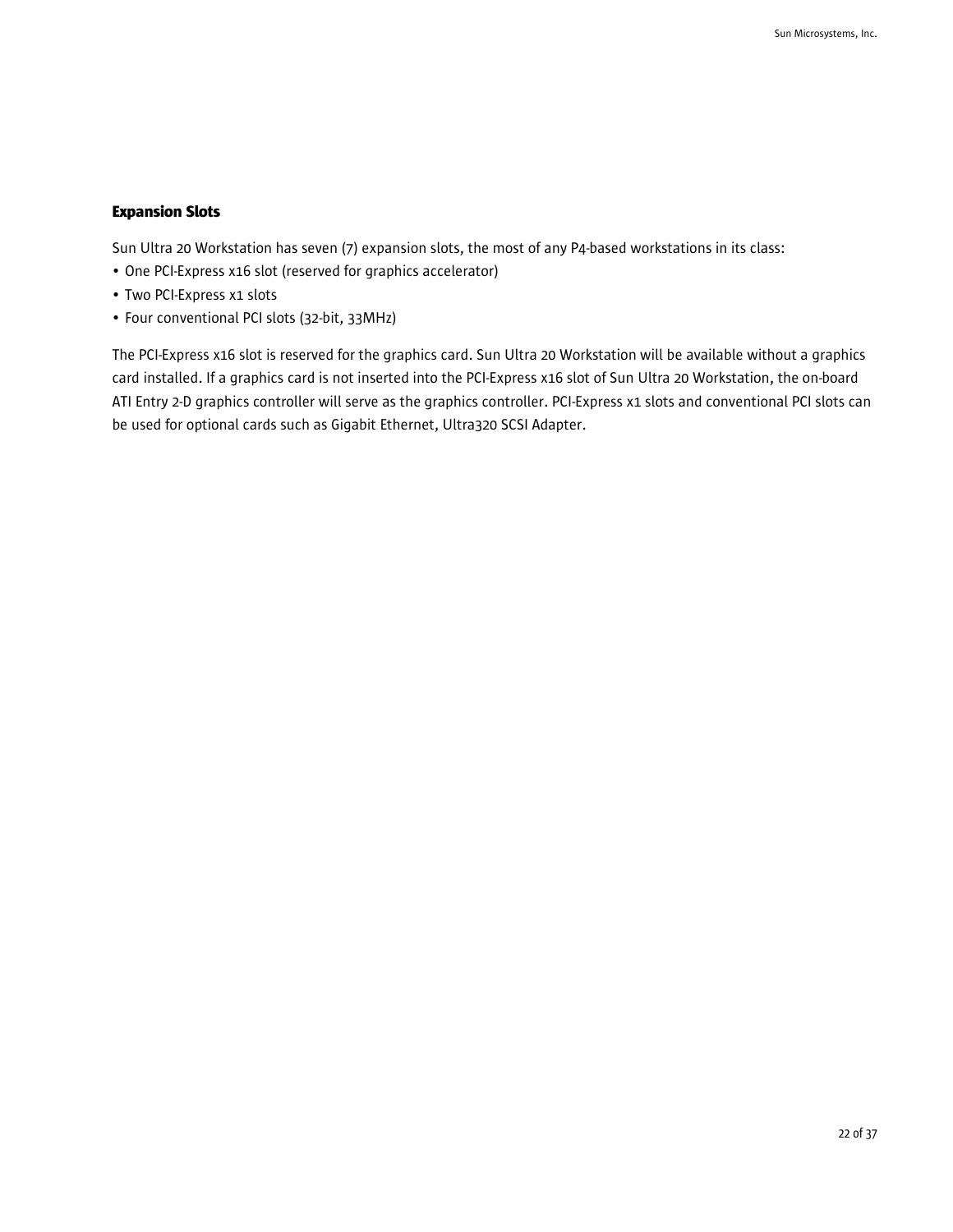### Expansion Slots

Sun Ultra 20 Workstation has seven (7) expansion slots, the most of any P4-based workstations in its class:

- One PCI-Express x16 slot (reserved for graphics accelerator)
- Two PCI-Express x1 slots
- Four conventional PCI slots (32-bit, 33MHz)

The PCI-Express x16 slot is reserved for the graphics card. Sun Ultra 20 Workstation will be available without a graphics card installed. If a graphics card is not inserted into the PCI-Express x16 slot of Sun Ultra 20 Workstation, the on-board ATI Entry 2-D graphics controller will serve as the graphics controller. PCI-Express x1 slots and conventional PCI slots can be used for optional cards such as Gigabit Ethernet, Ultra320 SCSI Adapter.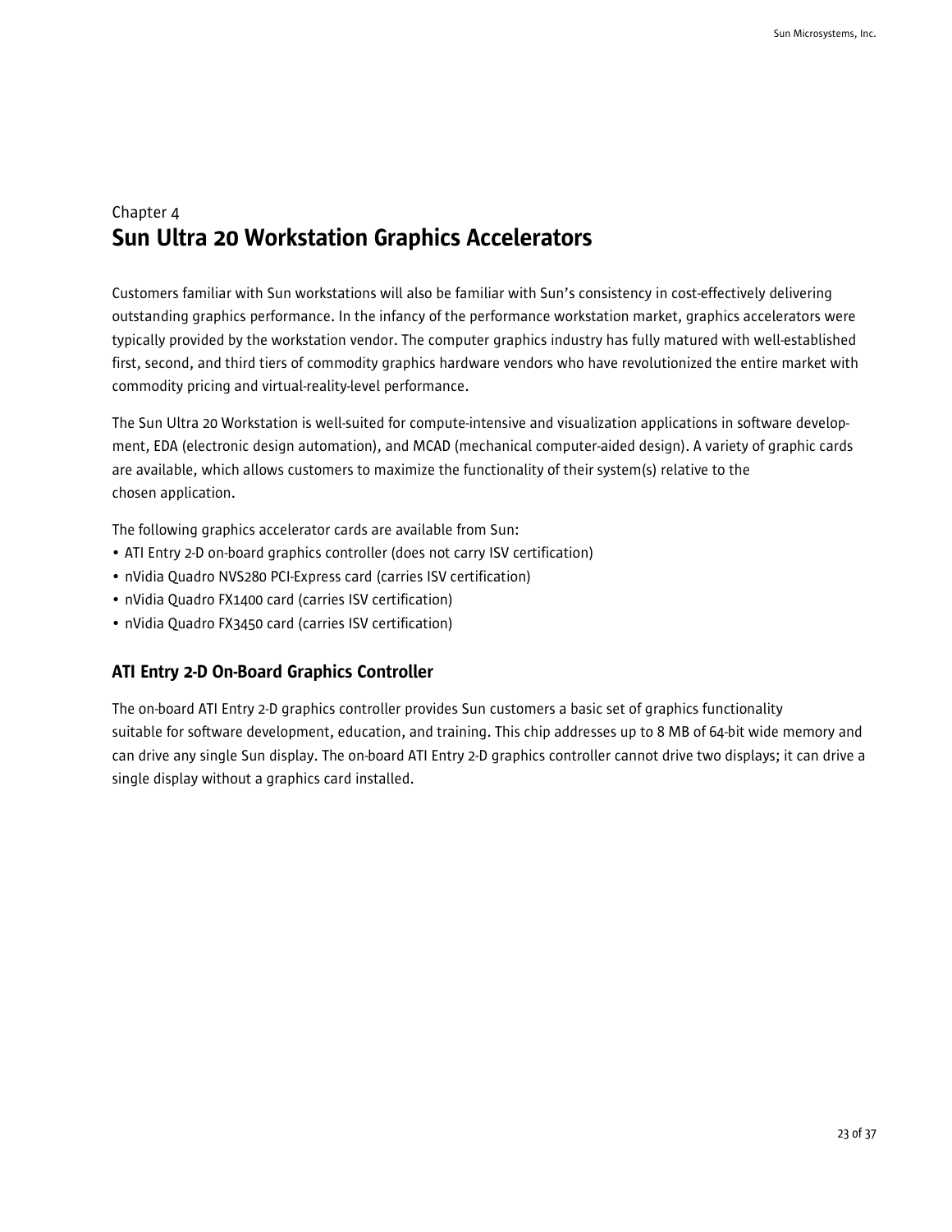Chapter 4

# Sun Ultra 20 Workstation Graphics Accelerators

Customers familiar with Sun workstations will also be familiar with Sun's consistency in cost-effectively delivering outstanding graphics performance. In the infancy of the performance workstation market, graphics accelerators were typically provided by the workstation vendor. The computer graphics industry has fully matured with well-established first, second, and third tiers of commodity graphics hardware vendors who have revolutionized the entire market with commodity pricing and virtual-reality-level performance.

The Sun Ultra 20 Workstation is well-suited for compute-intensive and visualization applications in software development, EDA (electronic design automation), and MCAD (mechanical computer-aided design). A variety of graphic cards are available, which allows customers to maximize the functionality of their system(s) relative to the chosen application.

The following graphics accelerator cards are available from Sun:

- ATI Entry 2-D on-board graphics controller (does not carry ISV certification)
- nVidia Quadro NVS280 PCI-Express card (carries ISV certification)
- nVidia Quadro FX1400 card (carries ISV certification)
- nVidia Quadro FX3450 card (carries ISV certification)

## ATI Entry 2-D On-Board Graphics Controller

The on-board ATI Entry 2-D graphics controller provides Sun customers a basic set of graphics functionality suitable for software development, education, and training. This chip addresses up to 8 MB of 64-bit wide memory and can drive any single Sun display. The on-board ATI Entry 2-D graphics controller cannot drive two displays; it can drive a single display without a graphics card installed.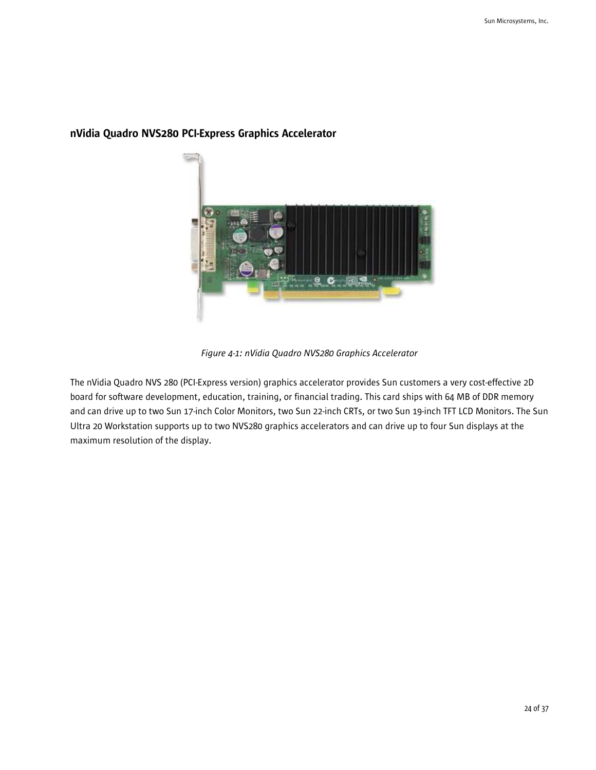## nVidia Quadro NVS280 PCI-Express Graphics Accelerator

*Figure 4-1: nVidia Quadro NVS280 Graphics Accelerator*

The nVidia Quadro NVS 280 (PCI-Express version) graphics accelerator provides Sun customers a very cost-effective 2D board for software development, education, training, or financial trading. This card ships with 64 MB of DDR memory and can drive up to two Sun 17-inch Color Monitors, two Sun 22-inch CRTs, or two Sun 19-inch TFT LCD Monitors. The Sun Ultra 20 Workstation supports up to two NVS280 graphics accelerators and can drive up to four Sun displays at the maximum resolution of the display.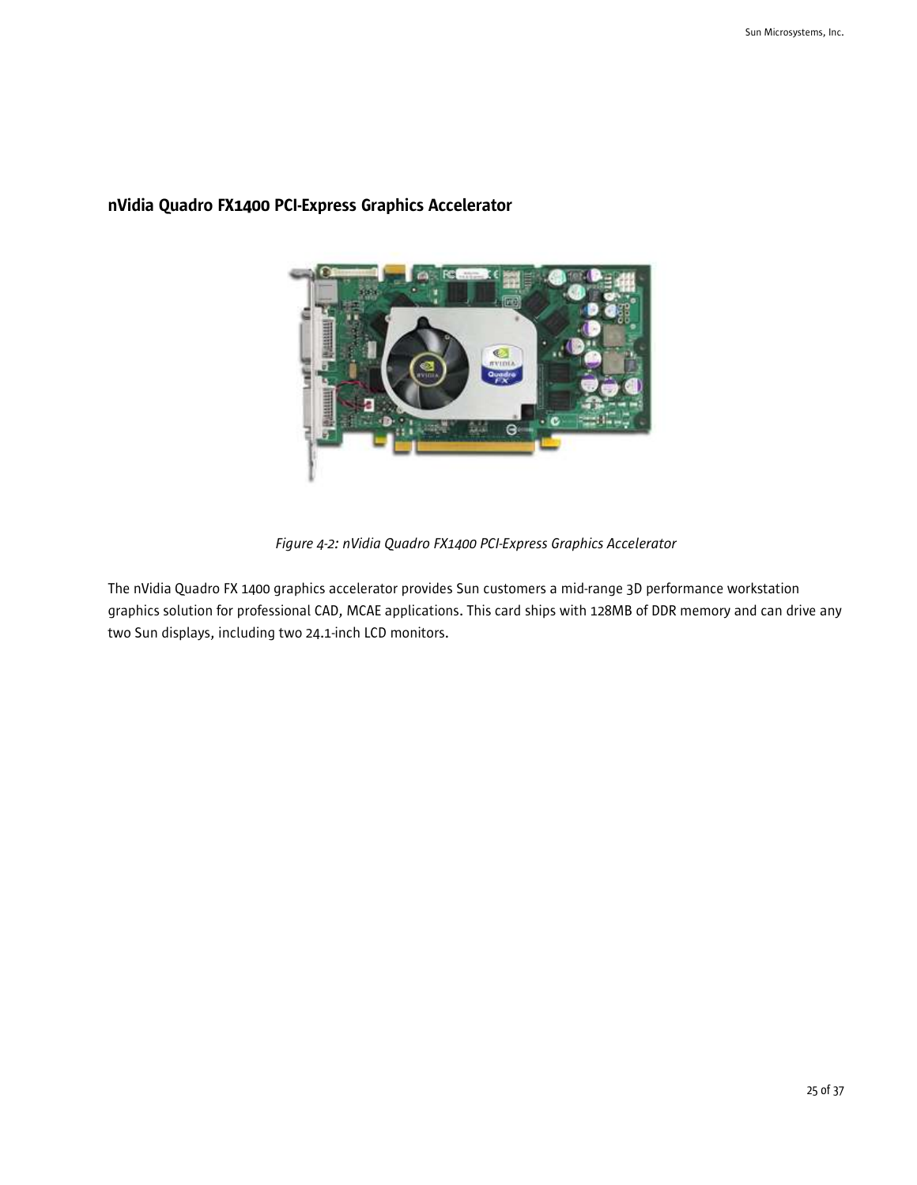## nVidia Quadro FX1400 PCI-Express Graphics Accelerator

*Figure 4-2: nVidia Quadro FX1400 PCI-Express Graphics Accelerator*

The nVidia Quadro FX 1400 graphics accelerator provides Sun customers a mid-range 3D performance workstation graphics solution for professional CAD, MCAE applications. This card ships with 128MB of DDR memory and can drive any two Sun displays, including two 24.1-inch LCD monitors.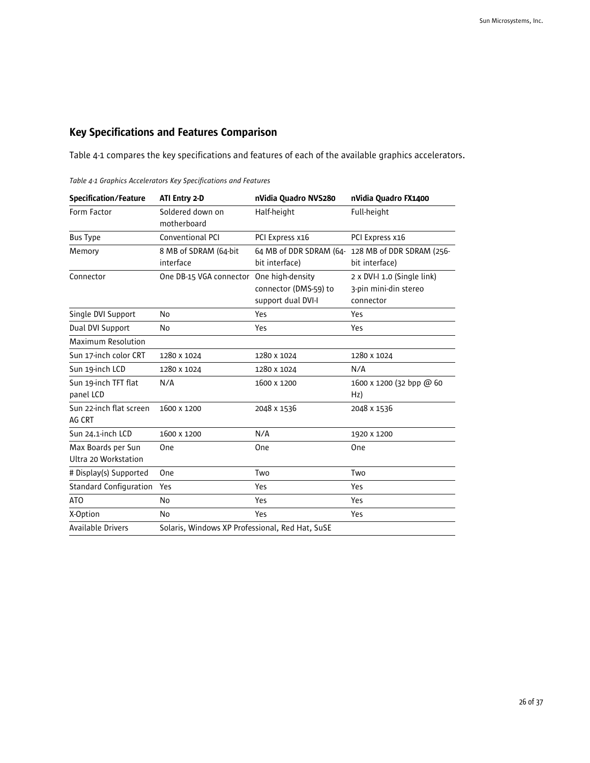## Key Specifications and Features Comparison

Table 4-1 compares the key specifications and features of each of the available graphics accelerators.

*Table 4-1 Graphics Accelerators Key Specifications and Features*

| Specification/Feature | ATI Entry 2-D | nVidia Quadro NVS280 | nVidia Quadro FX1400 |
|---|---|---|---|
| Form Factor | Soldered down on motherboard | Half-height | Full-height |
| Bus Type | Conventional PCI | PCI Express x16 | PCI Express x16 |
| Memory | 8 MB of SDRAM (64-bit interface | 64 MB of DDR SDRAM (64-bit interface) | 128 MB of DDR SDRAM (256-bit interface) |
| Connector | One DB-15 VGA connector | One high-density connector (DMS-59) to support dual DVI-I | 2 x DVI-I 1.0 (Single link) 3-pin mini-din stereo connector |
| Single DVI Support | No | Yes | Yes |
| Dual DVI Support | No | Yes | Yes |
| Maximum Resolution | | | |
| Sun 17-inch color CRT | 1280 x 1024 | 1280 x 1024 | 1280 x 1024 |
| Sun 19-inch LCD | 1280 x 1024 | 1280 x 1024 | N/A |
| Sun 19-inch TFT flat panel LCD | N/A | 1600 x 1200 | 1600 x 1200 (32 bpp @ 60 Hz) |
| Sun 22-inch flat screen AG CRT | 1600 x 1200 | 2048 x 1536 | 2048 x 1536 |
| Sun 24.1-inch LCD | 1600 x 1200 | N/A | 1920 x 1200 |
| Max Boards per Sun Ultra 20 Workstation | One | One | One |
| # Display(s) Supported | One | Two | Two |
| Standard Configuration | Yes | Yes | Yes |
| ATO | No | Yes | Yes |
| X-Option | No | Yes | Yes |
| Available Drivers | Solaris, Windows XP Professional, Red Hat, SuSE | | |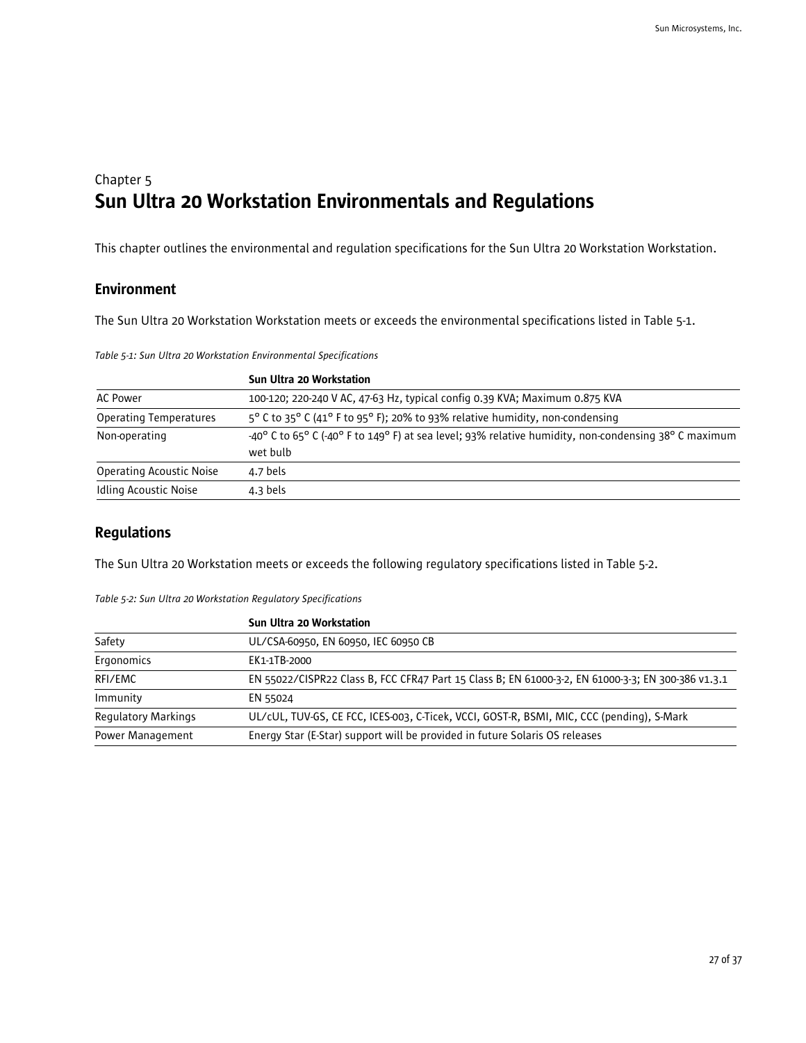Chapter 5

# Sun Ultra 20 Workstation Environmentals and Regulations

This chapter outlines the environmental and regulation specifications for the Sun Ultra 20 Workstation Workstation.

## Environment

The Sun Ultra 20 Workstation Workstation meets or exceeds the environmental specifications listed in Table 5-1.

*Table 5-1: Sun Ultra 20 Workstation Environmental Specifications*

| | Sun Ultra 20 Workstation |
|---|---|
| AC Power | 100-120; 220-240 V AC, 47-63 Hz, typical config 0.39 KVA; Maximum 0.875 KVA |
| Operating Temperatures | 5° C to 35° C (41° F to 95° F); 20% to 93% relative humidity, non-condensing |
| Non-operating | -40° C to 65° C (-40° F to 149° F) at sea level; 93% relative humidity, non-condensing 38° C maximum wet bulb |
| Operating Acoustic Noise | 4.7 bels |
| Idling Acoustic Noise | 4.3 bels |

## Regulations

The Sun Ultra 20 Workstation meets or exceeds the following regulatory specifications listed in Table 5-2.

*Table 5-2: Sun Ultra 20 Workstation Regulatory Specifications*

| | Sun Ultra 20 Workstation |
|---|---|
| Safety | UL/CSA-60950, EN 60950, IEC 60950 CB |
| Ergonomics | EK1-1TB-2000 |
| RFI/EMC | EN 55022/CISPR22 Class B, FCC CFR47 Part 15 Class B; EN 61000-3-2, EN 61000-3-3; EN 300-386 v1.3.1 |
| Immunity | EN 55024 |
| Regulatory Markings | UL/cUL, TUV-GS, CE FCC, ICES-003, C-Ticek, VCCI, GOST-R, BSMI, MIC, CCC (pending), S-Mark |
| Power Management | Energy Star (E-Star) support will be provided in future Solaris OS releases |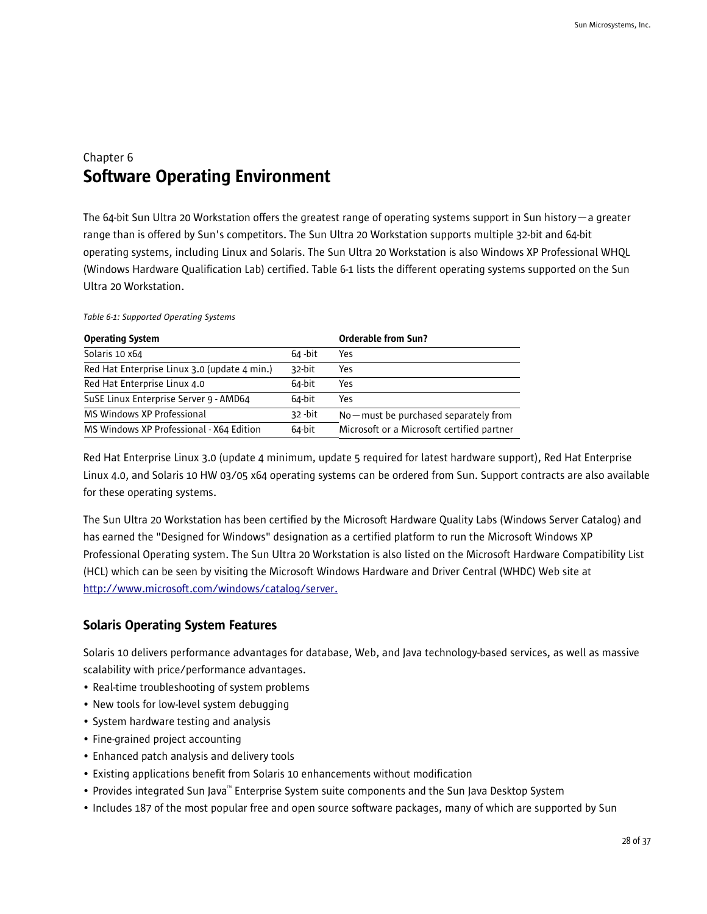Chapter 6

# Software Operating Environment

The 64-bit Sun Ultra 20 Workstation offers the greatest range of operating systems support in Sun history—a greater range than is offered by Sun's competitors. The Sun Ultra 20 Workstation supports multiple 32-bit and 64-bit operating systems, including Linux and Solaris. The Sun Ultra 20 Workstation is also Windows XP Professional WHQL (Windows Hardware Qualification Lab) certified. Table 6-1 lists the different operating systems supported on the Sun Ultra 20 Workstation.

*Table 6-1: Supported Operating Systems*

| Operating System | | Orderable from Sun? |
|---|---|---|
| Solaris 10 x64 | 64 -bit | Yes |
| Red Hat Enterprise Linux 3.0 (update 4 min.) | 32-bit | Yes |
| Red Hat Enterprise Linux 4.0 | 64-bit | Yes |
| SuSE Linux Enterprise Server 9 - AMD64 | 64-bit | Yes |
| MS Windows XP Professional | 32 -bit | No—must be purchased separately from Microsoft or a Microsoft certified partner |
| MS Windows XP Professional - X64 Edition | 64-bit | |

Red Hat Enterprise Linux 3.0 (update 4 minimum, update 5 required for latest hardware support), Red Hat Enterprise Linux 4.0, and Solaris 10 HW 03/05 x64 operating systems can be ordered from Sun. Support contracts are also available for these operating systems.

The Sun Ultra 20 Workstation has been certified by the Microsoft Hardware Quality Labs (Windows Server Catalog) and has earned the "Designed for Windows" designation as a certified platform to run the Microsoft Windows XP Professional Operating system. The Sun Ultra 20 Workstation is also listed on the Microsoft Hardware Compatibility List (HCL) which can be seen by visiting the Microsoft Windows Hardware and Driver Central (WHDC) Web site at http://www.microsoft.com/windows/catalog/server.

## Solaris Operating System Features

Solaris 10 delivers performance advantages for database, Web, and Java technology-based services, as well as massive scalability with price/performance advantages.

- Real-time troubleshooting of system problems
- New tools for low-level system debugging
- System hardware testing and analysis
- Fine-grained project accounting
- Enhanced patch analysis and delivery tools
- Existing applications benefit from Solaris 10 enhancements without modification
- Provides integrated Sun Java™ Enterprise System suite components and the Sun Java Desktop System
- Includes 187 of the most popular free and open source software packages, many of which are supported by Sun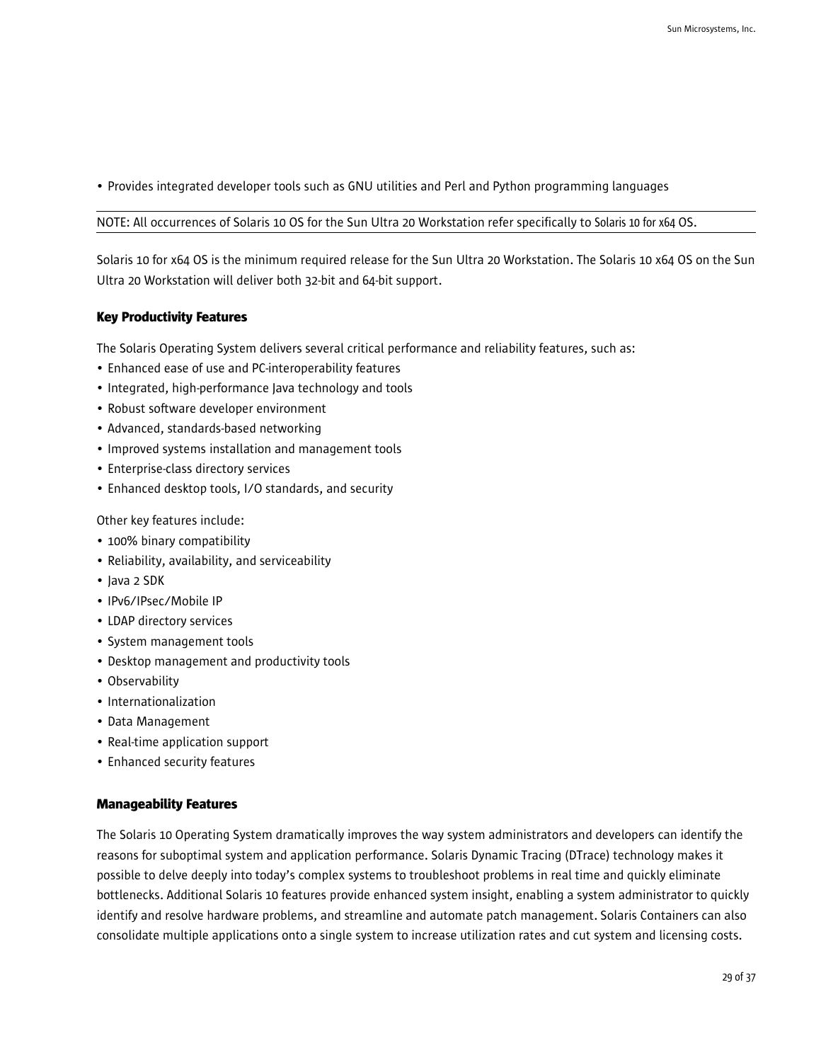- Provides integrated developer tools such as GNU utilities and Perl and Python programming languages

---

NOTE: All occurrences of Solaris 10 OS for the Sun Ultra 20 Workstation refer specifically to Solaris 10 for x64 OS.

---

Solaris 10 for x64 OS is the minimum required release for the Sun Ultra 20 Workstation. The Solaris 10 x64 OS on the Sun Ultra 20 Workstation will deliver both 32-bit and 64-bit support.

### Key Productivity Features

The Solaris Operating System delivers several critical performance and reliability features, such as:

- Enhanced ease of use and PC-interoperability features
- Integrated, high-performance Java technology and tools
- Robust software developer environment
- Advanced, standards-based networking
- Improved systems installation and management tools
- Enterprise-class directory services
- Enhanced desktop tools, I/O standards, and security

Other key features include:

- 100% binary compatibility
- Reliability, availability, and serviceability
- Java 2 SDK
- IPv6/IPsec/Mobile IP
- LDAP directory services
- System management tools
- Desktop management and productivity tools
- Observability
- Internationalization
- Data Management
- Real-time application support
- Enhanced security features

### Manageability Features

The Solaris 10 Operating System dramatically improves the way system administrators and developers can identify the reasons for suboptimal system and application performance. Solaris Dynamic Tracing (DTrace) technology makes it possible to delve deeply into today's complex systems to troubleshoot problems in real time and quickly eliminate bottlenecks. Additional Solaris 10 features provide enhanced system insight, enabling a system administrator to quickly identify and resolve hardware problems, and streamline and automate patch management. Solaris Containers can also consolidate multiple applications onto a single system to increase utilization rates and cut system and licensing costs.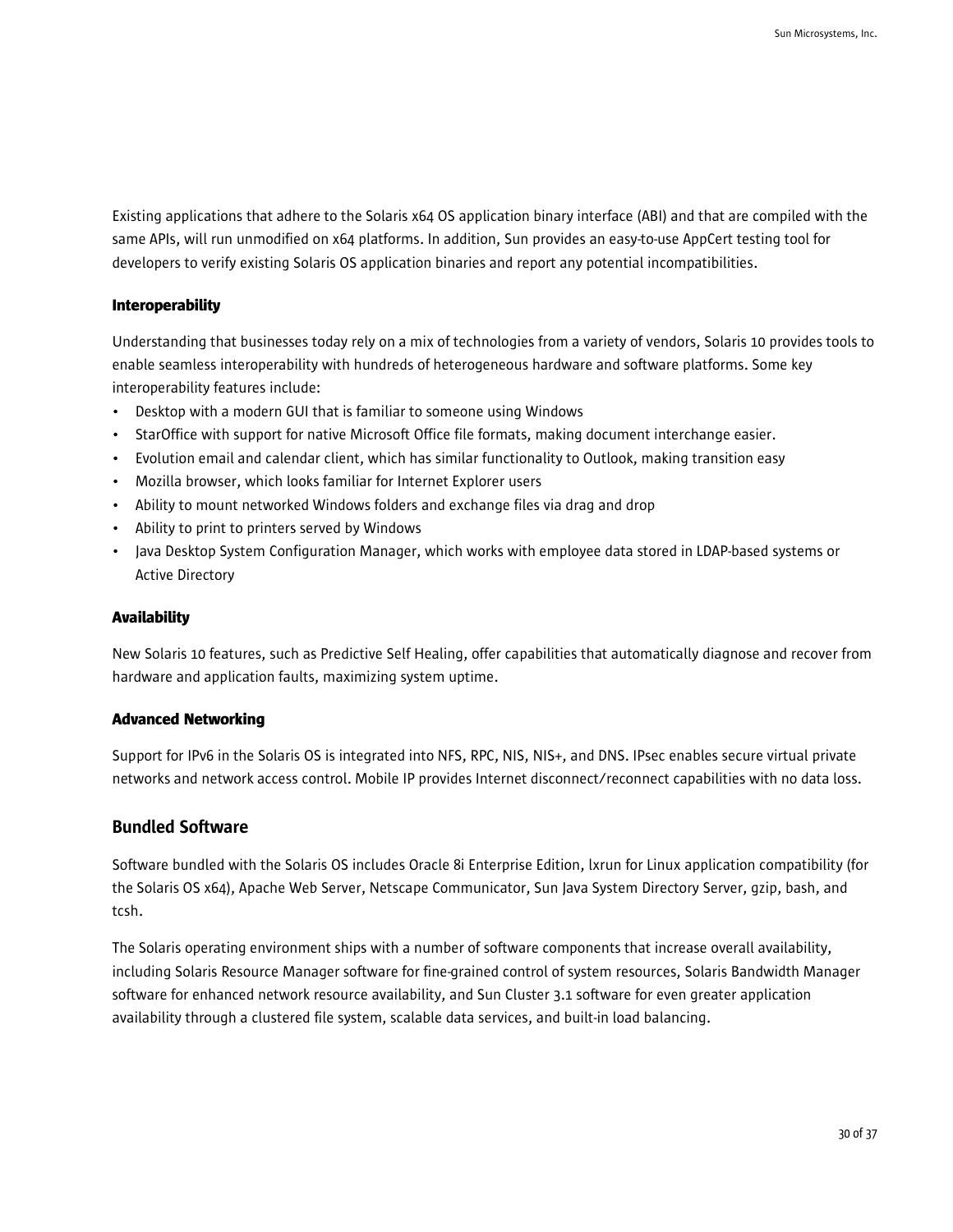Existing applications that adhere to the Solaris x64 OS application binary interface (ABI) and that are compiled with the same APIs, will run unmodified on x64 platforms. In addition, Sun provides an easy-to-use AppCert testing tool for developers to verify existing Solaris OS application binaries and report any potential incompatibilities.

### Interoperability

Understanding that businesses today rely on a mix of technologies from a variety of vendors, Solaris 10 provides tools to enable seamless interoperability with hundreds of heterogeneous hardware and software platforms. Some key interoperability features include:

- Desktop with a modern GUI that is familiar to someone using Windows
- StarOffice with support for native Microsoft Office file formats, making document interchange easier.
- Evolution email and calendar client, which has similar functionality to Outlook, making transition easy
- Mozilla browser, which looks familiar for Internet Explorer users
- Ability to mount networked Windows folders and exchange files via drag and drop
- Ability to print to printers served by Windows
- Java Desktop System Configuration Manager, which works with employee data stored in LDAP-based systems or Active Directory

### Availability

New Solaris 10 features, such as Predictive Self Healing, offer capabilities that automatically diagnose and recover from hardware and application faults, maximizing system uptime.

### Advanced Networking

Support for IPv6 in the Solaris OS is integrated into NFS, RPC, NIS, NIS+, and DNS. IPsec enables secure virtual private networks and network access control. Mobile IP provides Internet disconnect/reconnect capabilities with no data loss.

## Bundled Software

Software bundled with the Solaris OS includes Oracle 8i Enterprise Edition, lxrun for Linux application compatibility (for the Solaris OS x64), Apache Web Server, Netscape Communicator, Sun Java System Directory Server, gzip, bash, and tcsh.

The Solaris operating environment ships with a number of software components that increase overall availability, including Solaris Resource Manager software for fine-grained control of system resources, Solaris Bandwidth Manager software for enhanced network resource availability, and Sun Cluster 3.1 software for even greater application availability through a clustered file system, scalable data services, and built-in load balancing.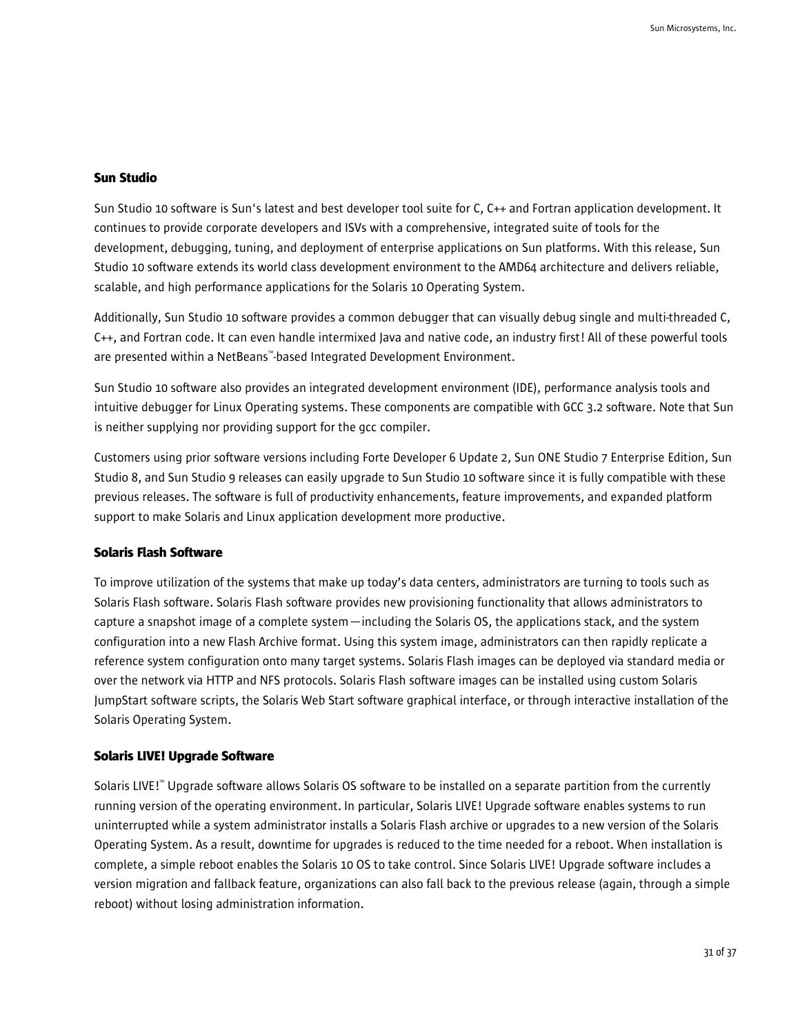### Sun Studio

Sun Studio 10 software is Sun's latest and best developer tool suite for C, C++ and Fortran application development. It continues to provide corporate developers and ISVs with a comprehensive, integrated suite of tools for the development, debugging, tuning, and deployment of enterprise applications on Sun platforms. With this release, Sun Studio 10 software extends its world class development environment to the AMD64 architecture and delivers reliable, scalable, and high performance applications for the Solaris 10 Operating System.

Additionally, Sun Studio 10 software provides a common debugger that can visually debug single and multi-threaded C, C++, and Fortran code. It can even handle intermixed Java and native code, an industry first! All of these powerful tools are presented within a NetBeans™-based Integrated Development Environment.

Sun Studio 10 software also provides an integrated development environment (IDE), performance analysis tools and intuitive debugger for Linux Operating systems. These components are compatible with GCC 3.2 software. Note that Sun is neither supplying nor providing support for the gcc compiler.

Customers using prior software versions including Forte Developer 6 Update 2, Sun ONE Studio 7 Enterprise Edition, Sun Studio 8, and Sun Studio 9 releases can easily upgrade to Sun Studio 10 software since it is fully compatible with these previous releases. The software is full of productivity enhancements, feature improvements, and expanded platform support to make Solaris and Linux application development more productive.

### Solaris Flash Software

To improve utilization of the systems that make up today's data centers, administrators are turning to tools such as Solaris Flash software. Solaris Flash software provides new provisioning functionality that allows administrators to capture a snapshot image of a complete system—including the Solaris OS, the applications stack, and the system configuration into a new Flash Archive format. Using this system image, administrators can then rapidly replicate a reference system configuration onto many target systems. Solaris Flash images can be deployed via standard media or over the network via HTTP and NFS protocols. Solaris Flash software images can be installed using custom Solaris JumpStart software scripts, the Solaris Web Start software graphical interface, or through interactive installation of the Solaris Operating System.

### Solaris LIVE! Upgrade Software

Solaris LIVE!™ Upgrade software allows Solaris OS software to be installed on a separate partition from the currently running version of the operating environment. In particular, Solaris LIVE! Upgrade software enables systems to run uninterrupted while a system administrator installs a Solaris Flash archive or upgrades to a new version of the Solaris Operating System. As a result, downtime for upgrades is reduced to the time needed for a reboot. When installation is complete, a simple reboot enables the Solaris 10 OS to take control. Since Solaris LIVE! Upgrade software includes a version migration and fallback feature, organizations can also fall back to the previous release (again, through a simple reboot) without losing administration information.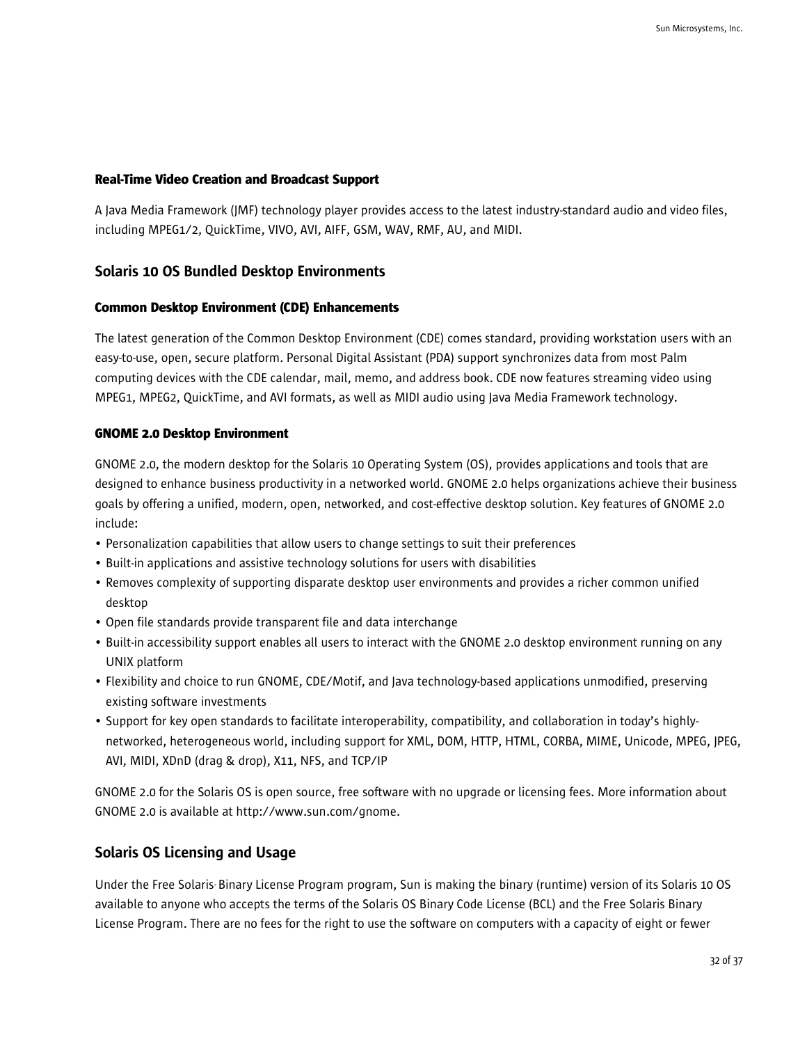### Real-Time Video Creation and Broadcast Support

A Java Media Framework (JMF) technology player provides access to the latest industry-standard audio and video files, including MPEG1/2, QuickTime, VIVO, AVI, AIFF, GSM, WAV, RMF, AU, and MIDI.

## Solaris 10 OS Bundled Desktop Environments

### Common Desktop Environment (CDE) Enhancements

The latest generation of the Common Desktop Environment (CDE) comes standard, providing workstation users with an easy-to-use, open, secure platform. Personal Digital Assistant (PDA) support synchronizes data from most Palm computing devices with the CDE calendar, mail, memo, and address book. CDE now features streaming video using MPEG1, MPEG2, QuickTime, and AVI formats, as well as MIDI audio using Java Media Framework technology.

### GNOME 2.0 Desktop Environment

GNOME 2.0, the modern desktop for the Solaris 10 Operating System (OS), provides applications and tools that are designed to enhance business productivity in a networked world. GNOME 2.0 helps organizations achieve their business goals by offering a unified, modern, open, networked, and cost-effective desktop solution. Key features of GNOME 2.0 include:

- Personalization capabilities that allow users to change settings to suit their preferences
- Built-in applications and assistive technology solutions for users with disabilities
- Removes complexity of supporting disparate desktop user environments and provides a richer common unified desktop
- Open file standards provide transparent file and data interchange
- Built-in accessibility support enables all users to interact with the GNOME 2.0 desktop environment running on any UNIX platform
- Flexibility and choice to run GNOME, CDE/Motif, and Java technology-based applications unmodified, preserving existing software investments
- Support for key open standards to facilitate interoperability, compatibility, and collaboration in today's highly-networked, heterogeneous world, including support for XML, DOM, HTTP, HTML, CORBA, MIME, Unicode, MPEG, JPEG, AVI, MIDI, XDnD (drag & drop), X11, NFS, and TCP/IP

GNOME 2.0 for the Solaris OS is open source, free software with no upgrade or licensing fees. More information about GNOME 2.0 is available at http://www.sun.com/gnome.

## Solaris OS Licensing and Usage

Under the Free Solaris Binary License Program program, Sun is making the binary (runtime) version of its Solaris 10 OS available to anyone who accepts the terms of the Solaris OS Binary Code License (BCL) and the Free Solaris Binary License Program. There are no fees for the right to use the software on computers with a capacity of eight or fewer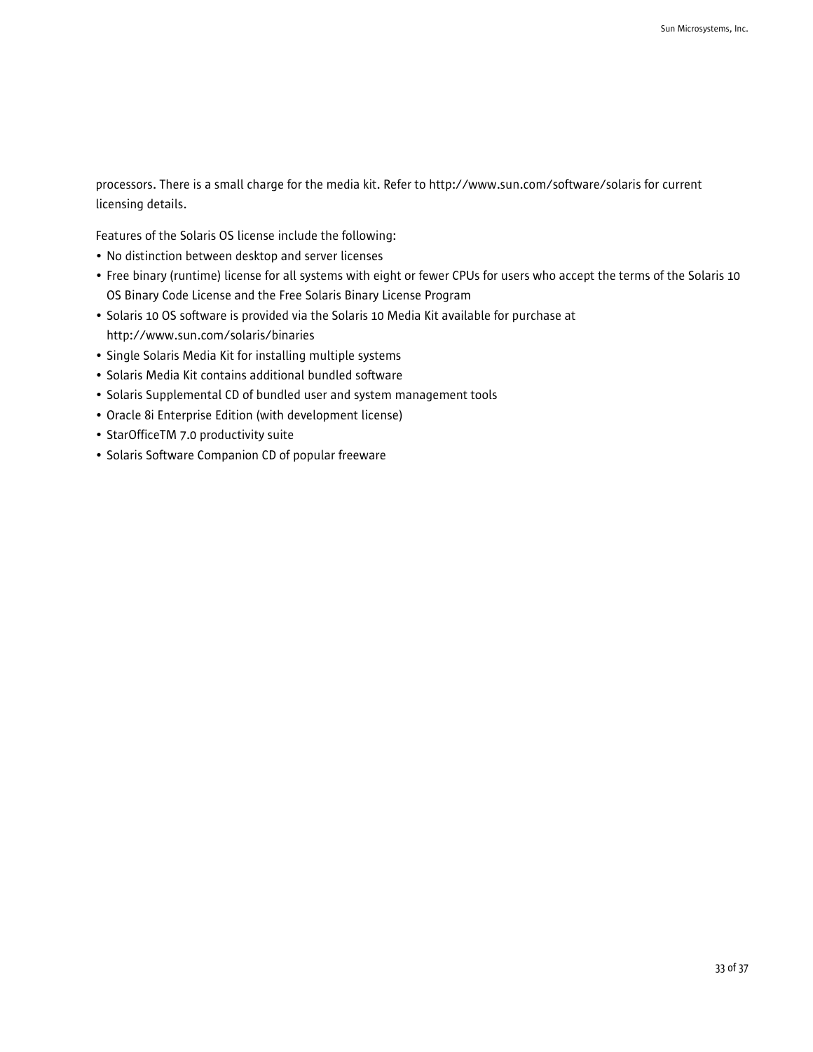processors. There is a small charge for the media kit. Refer to http://www.sun.com/software/solaris for current licensing details.

Features of the Solaris OS license include the following:

- No distinction between desktop and server licenses
- Free binary (runtime) license for all systems with eight or fewer CPUs for users who accept the terms of the Solaris 10 OS Binary Code License and the Free Solaris Binary License Program
- Solaris 10 OS software is provided via the Solaris 10 Media Kit available for purchase at http://www.sun.com/solaris/binaries
- Single Solaris Media Kit for installing multiple systems
- Solaris Media Kit contains additional bundled software
- Solaris Supplemental CD of bundled user and system management tools
- Oracle 8i Enterprise Edition (with development license)
- StarOfficeTM 7.0 productivity suite
- Solaris Software Companion CD of popular freeware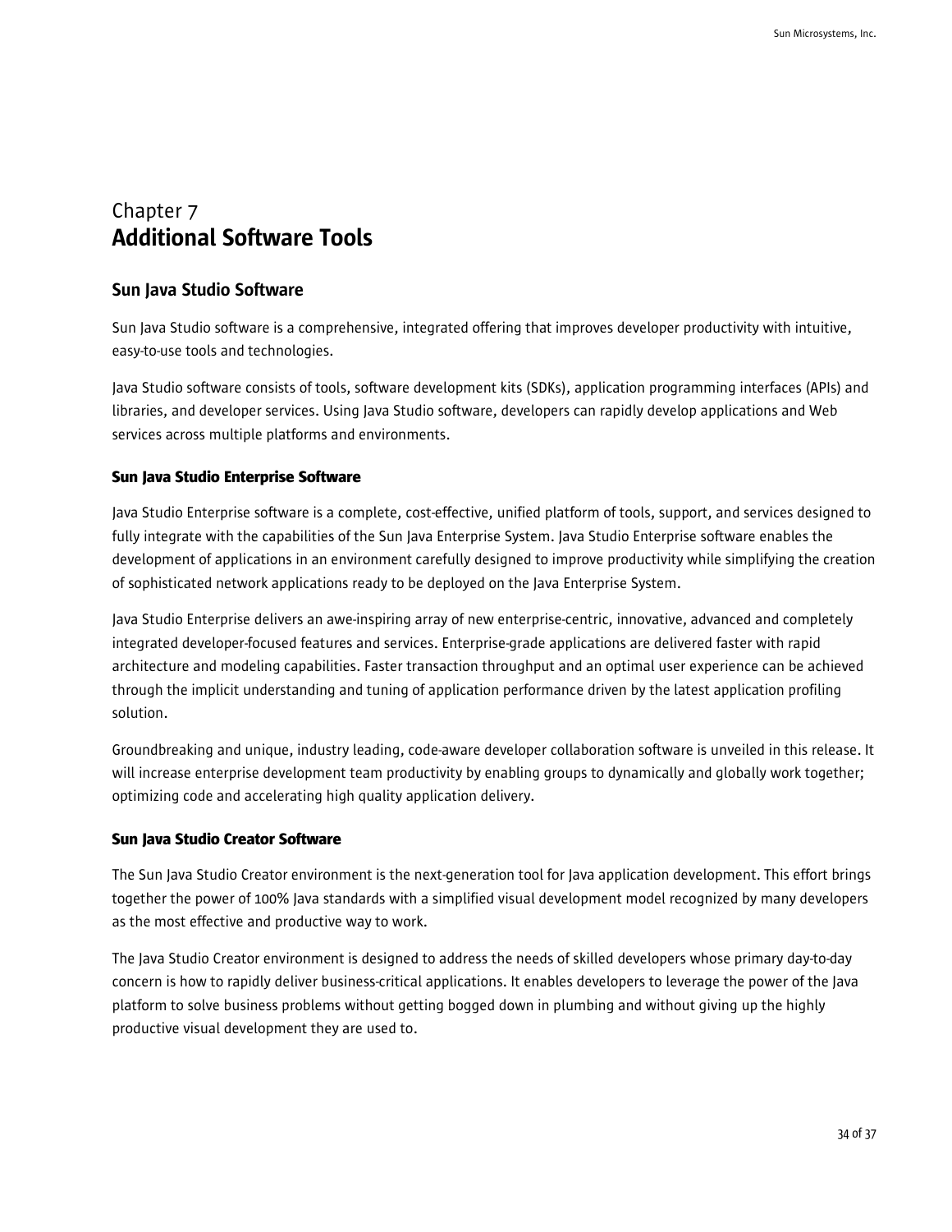# Chapter 7
# Additional Software Tools

## Sun Java Studio Software

Sun Java Studio software is a comprehensive, integrated offering that improves developer productivity with intuitive, easy-to-use tools and technologies.

Java Studio software consists of tools, software development kits (SDKs), application programming interfaces (APIs) and libraries, and developer services. Using Java Studio software, developers can rapidly develop applications and Web services across multiple platforms and environments.

### Sun Java Studio Enterprise Software

Java Studio Enterprise software is a complete, cost-effective, unified platform of tools, support, and services designed to fully integrate with the capabilities of the Sun Java Enterprise System. Java Studio Enterprise software enables the development of applications in an environment carefully designed to improve productivity while simplifying the creation of sophisticated network applications ready to be deployed on the Java Enterprise System.

Java Studio Enterprise delivers an awe-inspiring array of new enterprise-centric, innovative, advanced and completely integrated developer-focused features and services. Enterprise-grade applications are delivered faster with rapid architecture and modeling capabilities. Faster transaction throughput and an optimal user experience can be achieved through the implicit understanding and tuning of application performance driven by the latest application profiling solution.

Groundbreaking and unique, industry leading, code-aware developer collaboration software is unveiled in this release. It will increase enterprise development team productivity by enabling groups to dynamically and globally work together; optimizing code and accelerating high quality application delivery.

### Sun Java Studio Creator Software

The Sun Java Studio Creator environment is the next-generation tool for Java application development. This effort brings together the power of 100% Java standards with a simplified visual development model recognized by many developers as the most effective and productive way to work.

The Java Studio Creator environment is designed to address the needs of skilled developers whose primary day-to-day concern is how to rapidly deliver business-critical applications. It enables developers to leverage the power of the Java platform to solve business problems without getting bogged down in plumbing and without giving up the highly productive visual development they are used to.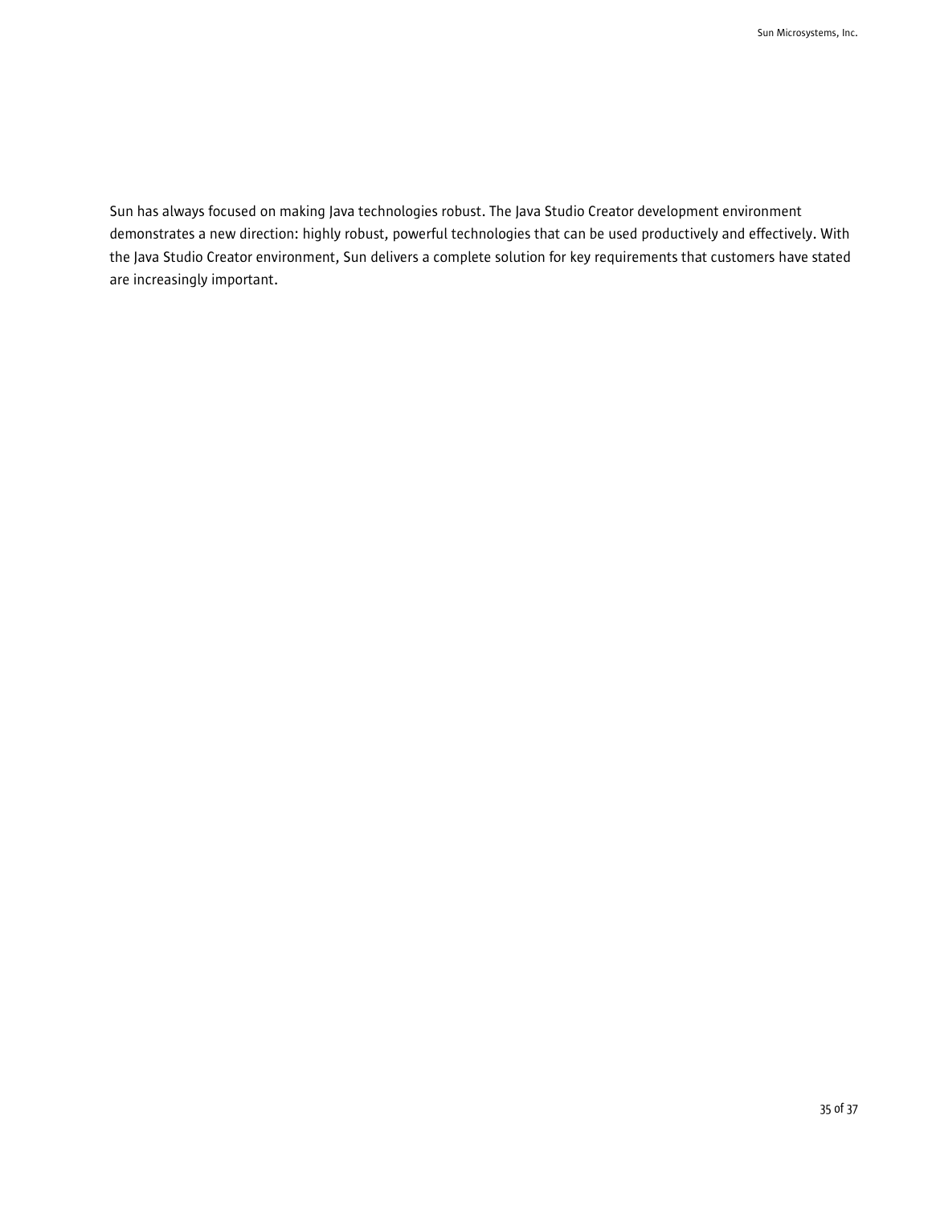Sun has always focused on making Java technologies robust. The Java Studio Creator development environment demonstrates a new direction: highly robust, powerful technologies that can be used productively and effectively. With the Java Studio Creator environment, Sun delivers a complete solution for key requirements that customers have stated are increasingly important.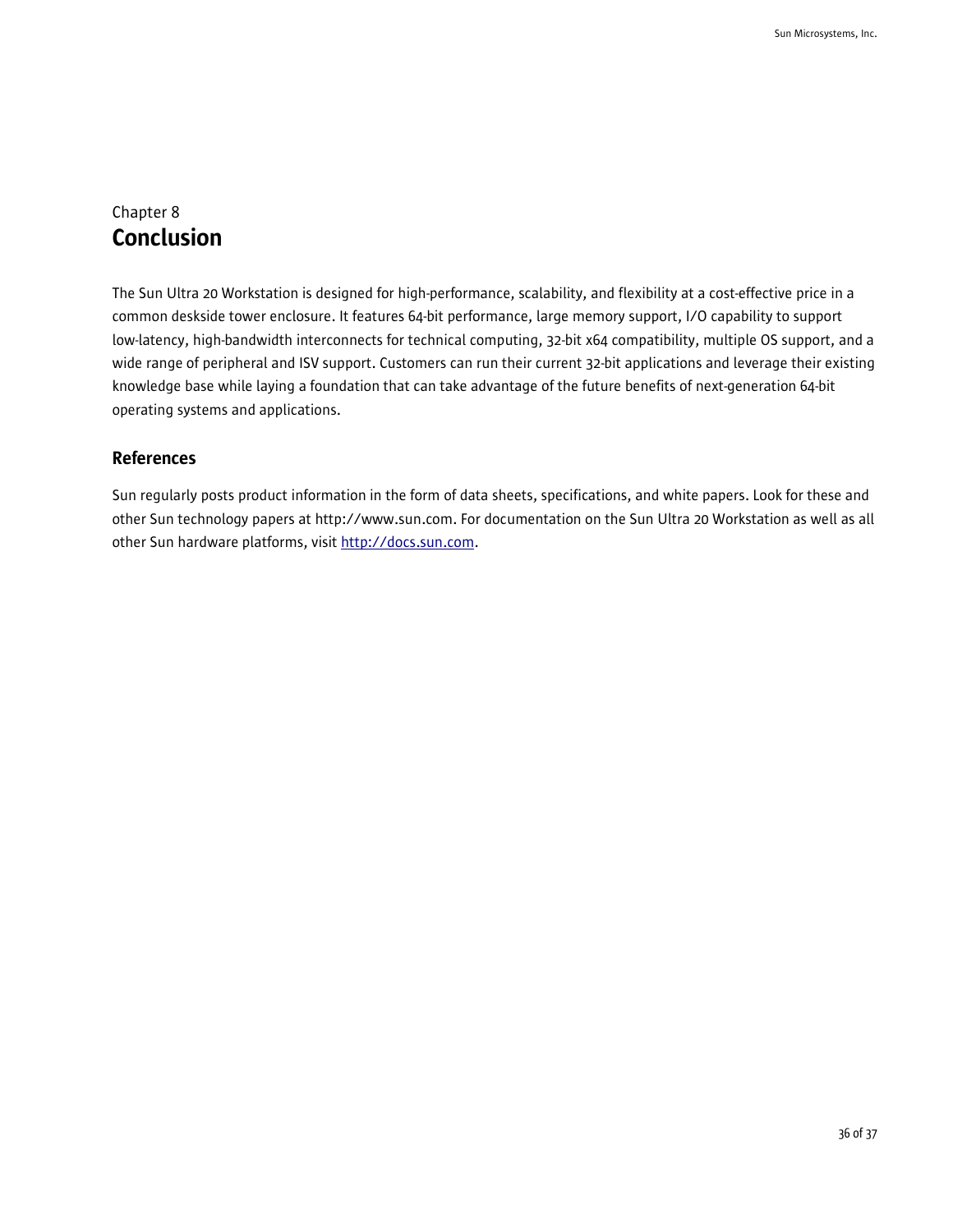Chapter 8

# Conclusion

The Sun Ultra 20 Workstation is designed for high-performance, scalability, and flexibility at a cost-effective price in a common deskside tower enclosure. It features 64-bit performance, large memory support, I/O capability to support low-latency, high-bandwidth interconnects for technical computing, 32-bit x64 compatibility, multiple OS support, and a wide range of peripheral and ISV support. Customers can run their current 32-bit applications and leverage their existing knowledge base while laying a foundation that can take advantage of the future benefits of next-generation 64-bit operating systems and applications.

## References

Sun regularly posts product information in the form of data sheets, specifications, and white papers. Look for these and other Sun technology papers at http://www.sun.com. For documentation on the Sun Ultra 20 Workstation as well as all other Sun hardware platforms, visit http://docs.sun.com.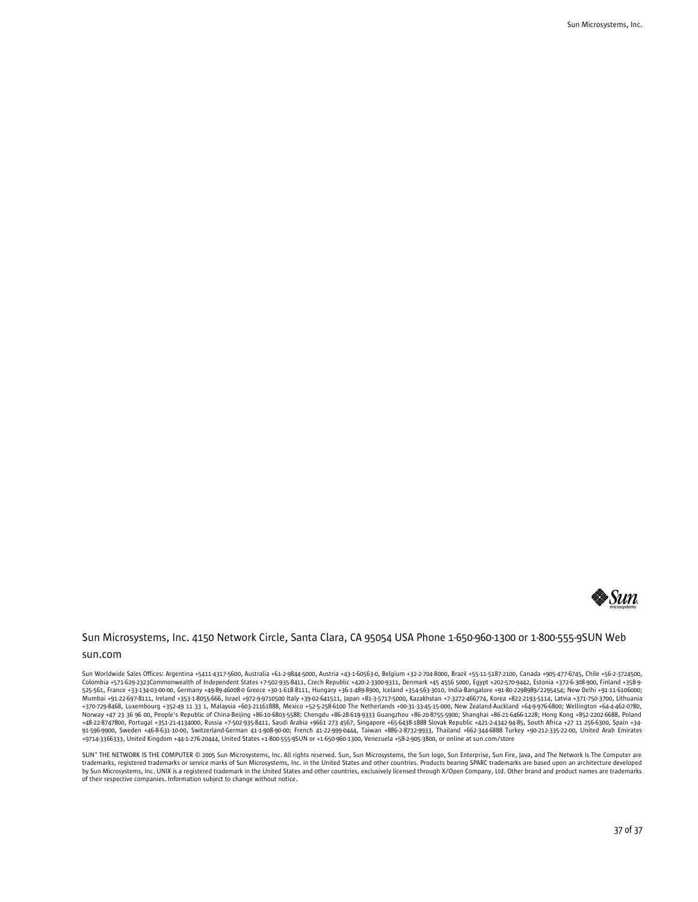Sun Microsystems, Inc. 4150 Network Circle, Santa Clara, CA 95054 USA Phone 1-650-960-1300 or 1-800-555-9SUN Web sun.com

Sun Worldwide Sales Offices: Argentina +5411-4317-5600, Australia +61-2-9844-5000, Austria +43-1-60563-0, Belgium +32-2-704-8000, Brazil +55-11-5187-2100, Canada +905-477-6745, Chile +56-2-3724500, Colombia +571-629-2323Commonwealth of Independent States +7-502-935-8411, Czech Republic +420-2-3300-9311, Denmark +45 4556 5000, Egypt +202-570-9442, Estonia +372-6-308-900, Finland +358-9-525-561, France +33-134-03-00-00, Germany +49-89-46008-0 Greece +30-1-618-8111, Hungary +36-1-489-8900, Iceland +354-563-3010, India-Bangalore +91-80-2298989/2295454; New Delhi +91-11-6106000; Mumbai +91-22-697-8111, Ireland +353-1-8055-666, Israel +972-9-9710500 Italy +39-02-641511, Japan +81-3-5717-5000, Kazakhstan +7-3272-466774, Korea +822-2193-5114, Latvia +371-750-3700, Lithuania +370-729-8468, Luxembourg +352-49 11 33 1, Malaysia +603-21161888, Mexico +52-5-258-6100 The Netherlands +00-31-33-45-15-000, New Zealand-Auckland +64-9-976-6800; Wellington +64-4-462-0780, Norway +47 23 36 96 00, People's Republic of China-Beijing +86-10-6803-5588; Chengdu +86-28-619-9333 Guangzhou +86-20-8755-5900; Shanghai +86-21-6466-1228; Hong Kong +852-2202-6688, Poland +48-22-8747800, Portugal +351-21-4134000, Russia +7-502-935-8411, Saudi Arabia +9661 273 4567, Singapore +65-6438-1888 Slovak Republic +421-2-4342-94-85, South Africa +27 11 256-6300, Spain +34-91-596-9900, Sweden +46-8-631-10-00, Switzerland-German 41-1-908-90-00; French 41-22-999-0444, Taiwan +886-2-8732-9933, Thailand +662-344-6888 Turkey +90-212-335-22-00, United Arab Emirates +9714-3366333, United Kingdom +44-1-276-20444, United States +1-800-555-9SUN or +1-650-960-1300, Venezuela +58-2-905-3800, or online at sun.com/store

SUN™ THE NETWORK IS THE COMPUTER © 2005 Sun Microsystems, Inc. All rights reserved. Sun, Sun Microsystems, the Sun logo, Sun Enterprise, Sun Fire, Java, and The Network Is The Computer are trademarks, registered trademarks or service marks of Sun Microsystems, Inc. in the United States and other countries. Products bearing SPARC trademarks are based upon an architecture developed by Sun Microsystems, Inc. UNIX is a registered trademark in the United States and other countries, exclusively licensed through X/Open Company, Ltd. Other brand and product names are trademarks of their respective companies. Information subject to change without notice.